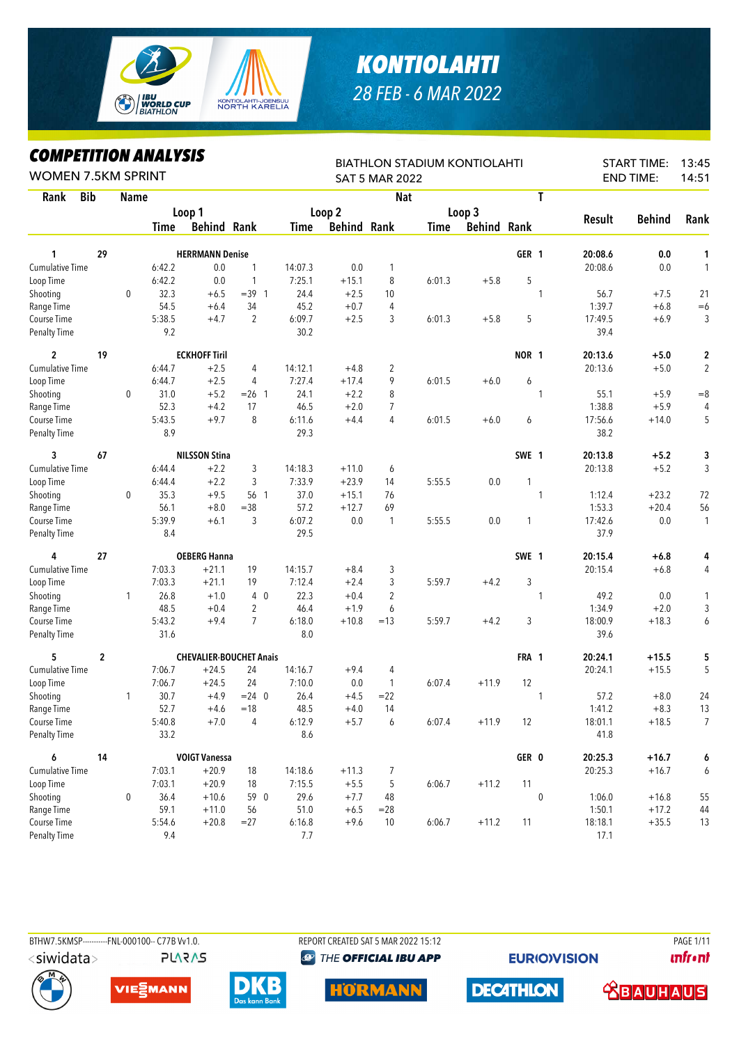# KONTIOLAHTI

*28 FEB - 6 MAR 2022*

## COMPETITION ANALYSIS

WOMEN 7.5KM SPRINT

BIATHLON STADIUM KONTIOLAHTI
SAT 5 MAR 2022

START TIME: 13:45
END TIME: 14:51

| Rank | Bib | Name | | | | | | | | Nat | T | | | |
|---|---|---|---|---|---|---|---|---|---|---|---|---|---|---|
| | | | Loop 1 | | | Loop 2 | | | Loop 3 | | | Result | Behind | Rank |
| | | | Time | Behind | Rank | Time | Behind | Rank | Time | Behind | Rank | | | |
| **1** | **29** | **HERRMANN Denise** | | | | | | | | **GER** | **1** | **20:08.6** | **0.0** | **1** |
| Cumulative Time | | | 6:42.2 | 0.0 | 1 | 14:07.3 | 0.0 | 1 | | | | 20:08.6 | 0.0 | 1 |
| Loop Time | | | 6:42.2 | 0.0 | 1 | 7:25.1 | +15.1 | 8 | 6:01.3 | +5.8 | 5 | | | |
| Shooting | | 0 | 32.3 | +6.5 | =39 1 | 24.4 | +2.5 | 10 | | | 1 | 56.7 | +7.5 | 21 |
| Range Time | | | 54.5 | +6.4 | 34 | 45.2 | +0.7 | 4 | | | | 1:39.7 | +6.8 | =6 |
| Course Time | | | 5:38.5 | +4.7 | 2 | 6:09.7 | +2.5 | 3 | 6:01.3 | +5.8 | 5 | 17:49.5 | +6.9 | 3 |
| Penalty Time | | | 9.2 | | | 30.2 | | | | | | 39.4 | | |
| **2** | **19** | **ECKHOFF Tiril** | | | | | | | | **NOR** | **1** | **20:13.6** | **+5.0** | **2** |
| Cumulative Time | | | 6:44.7 | +2.5 | 4 | 14:12.1 | +4.8 | 2 | | | | 20:13.6 | +5.0 | 2 |
| Loop Time | | | 6:44.7 | +2.5 | 4 | 7:27.4 | +17.4 | 9 | 6:01.5 | +6.0 | 6 | | | |
| Shooting | | 0 | 31.0 | +5.2 | =26 1 | 24.1 | +2.2 | 8 | | | 1 | 55.1 | +5.9 | =8 |
| Range Time | | | 52.3 | +4.2 | 17 | 46.5 | +2.0 | 7 | | | | 1:38.8 | +5.9 | 4 |
| Course Time | | | 5:43.5 | +9.7 | 8 | 6:11.6 | +4.4 | 4 | 6:01.5 | +6.0 | 6 | 17:56.6 | +14.0 | 5 |
| Penalty Time | | | 8.9 | | | 29.3 | | | | | | 38.2 | | |
| **3** | **67** | **NILSSON Stina** | | | | | | | | **SWE** | **1** | **20:13.8** | **+5.2** | **3** |
| Cumulative Time | | | 6:44.4 | +2.2 | 3 | 14:18.3 | +11.0 | 6 | | | | 20:13.8 | +5.2 | 3 |
| Loop Time | | | 6:44.4 | +2.2 | 3 | 7:33.9 | +23.9 | 14 | 5:55.5 | 0.0 | 1 | | | |
| Shooting | | 0 | 35.3 | +9.5 | 56 1 | 37.0 | +15.1 | 76 | | | 1 | 1:12.4 | +23.2 | 72 |
| Range Time | | | 56.1 | +8.0 | =38 | 57.2 | +12.7 | 69 | | | | 1:53.3 | +20.4 | 56 |
| Course Time | | | 5:39.9 | +6.1 | 3 | 6:07.2 | 0.0 | 1 | 5:55.5 | 0.0 | 1 | 17:42.6 | 0.0 | 1 |
| Penalty Time | | | 8.4 | | | 29.5 | | | | | | 37.9 | | |
| **4** | **27** | **OEBERG Hanna** | | | | | | | | **SWE** | **1** | **20:15.4** | **+6.8** | **4** |
| Cumulative Time | | | 7:03.3 | +21.1 | 19 | 14:15.7 | +8.4 | 3 | | | | 20:15.4 | +6.8 | 4 |
| Loop Time | | | 7:03.3 | +21.1 | 19 | 7:12.4 | +2.4 | 3 | 5:59.7 | +4.2 | 3 | | | |
| Shooting | | 1 | 26.8 | +1.0 | 4 0 | 22.3 | +0.4 | 2 | | | 1 | 49.2 | 0.0 | 1 |
| Range Time | | | 48.5 | +0.4 | 2 | 46.4 | +1.9 | 6 | | | | 1:34.9 | +2.0 | 3 |
| Course Time | | | 5:43.2 | +9.4 | 7 | 6:18.0 | +10.8 | =13 | 5:59.7 | +4.2 | 3 | 18:00.9 | +18.3 | 6 |
| Penalty Time | | | 31.6 | | | 8.0 | | | | | | 39.6 | | |
| **5** | **2** | **CHEVALIER-BOUCHET Anais** | | | | | | | | **FRA** | **1** | **20:24.1** | **+15.5** | **5** |
| Cumulative Time | | | 7:06.7 | +24.5 | 24 | 14:16.7 | +9.4 | 4 | | | | 20:24.1 | +15.5 | 5 |
| Loop Time | | | 7:06.7 | +24.5 | 24 | 7:10.0 | 0.0 | 1 | 6:07.4 | +11.9 | 12 | | | |
| Shooting | | 1 | 30.7 | +4.9 | =24 0 | 26.4 | +4.5 | =22 | | | 1 | 57.2 | +8.0 | 24 |
| Range Time | | | 52.7 | +4.6 | =18 | 48.5 | +4.0 | 14 | | | | 1:41.2 | +8.3 | 13 |
| Course Time | | | 5:40.8 | +7.0 | 4 | 6:12.9 | +5.7 | 6 | 6:07.4 | +11.9 | 12 | 18:01.1 | +18.5 | 7 |
| Penalty Time | | | 33.2 | | | 8.6 | | | | | | 41.8 | | |
| **6** | **14** | **VOIGT Vanessa** | | | | | | | | **GER** | **0** | **20:25.3** | **+16.7** | **6** |
| Cumulative Time | | | 7:03.1 | +20.9 | 18 | 14:18.6 | +11.3 | 7 | | | | 20:25.3 | +16.7 | 6 |
| Loop Time | | | 7:03.1 | +20.9 | 18 | 7:15.5 | +5.5 | 5 | 6:06.7 | +11.2 | 11 | | | |
| Shooting | | 0 | 36.4 | +10.6 | 59 0 | 29.6 | +7.7 | 48 | | | 0 | 1:06.0 | +16.8 | 55 |
| Range Time | | | 59.1 | +11.0 | 56 | 51.0 | +6.5 | =28 | | | | 1:50.1 | +17.2 | 44 |
| Course Time | | | 5:54.6 | +20.8 | =27 | 6:16.8 | +9.6 | 10 | 6:06.7 | +11.2 | 11 | 18:18.1 | +35.5 | 13 |
| Penalty Time | | | 9.4 | | | 7.7 | | | | | | 17.1 | | |

BTHW7.5KMSP----------FNL-000100-- C77B Vv1.0. REPORT CREATED SAT 5 MAR 2022 15:12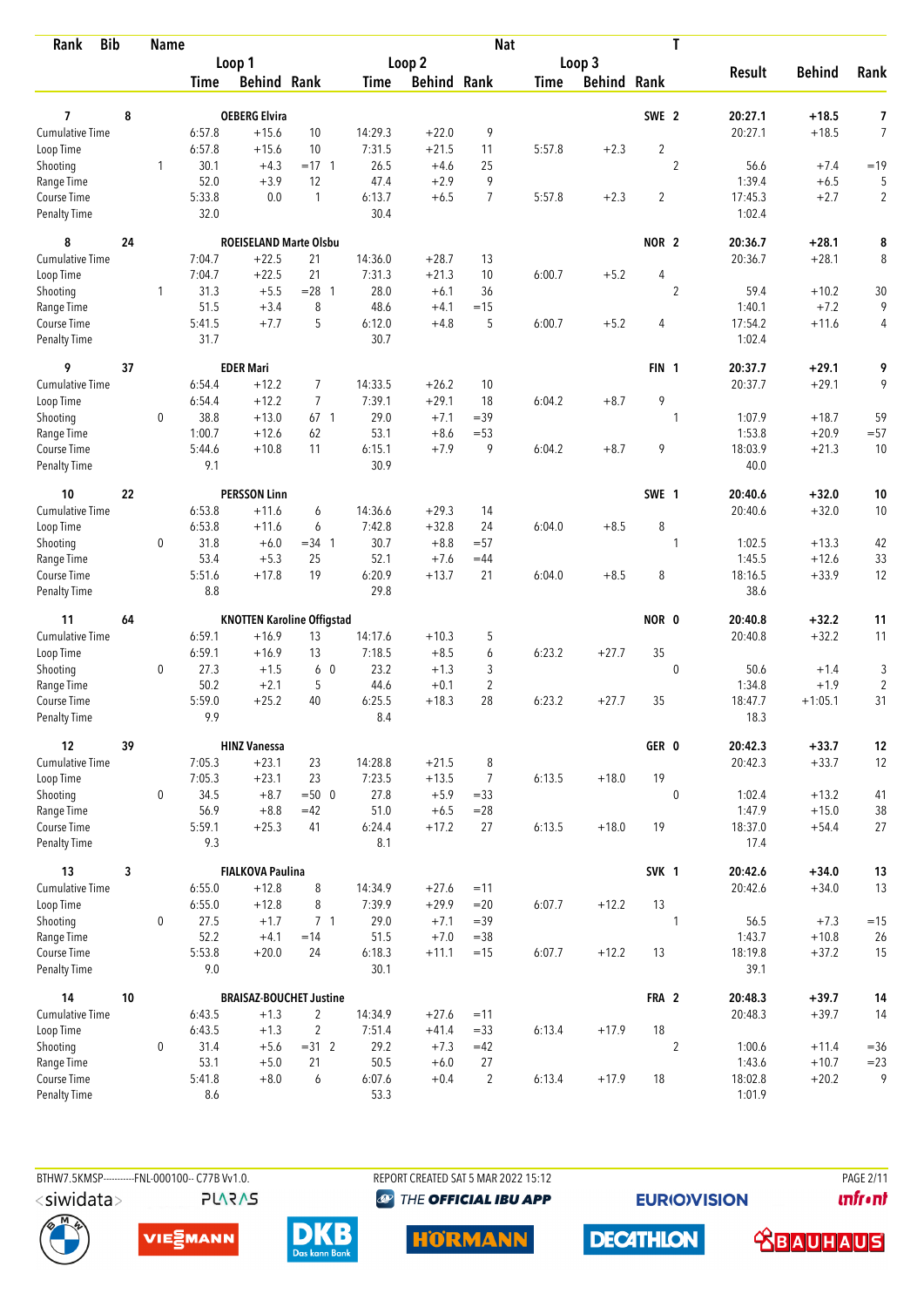| Rank | Bib | Name | | Loop 1 | | | Loop 2 | | | Nat | Loop 3 | | | T | Result | Behind | Rank |
|---|---|---|---|---|---|---|---|---|---|---|---|---|---|---|---|---|---|
| | | | | Time | Behind | Rank | Time | Behind | Rank | | Time | Behind | Rank | | | | |
| **7** | **8** | **OEBERG Elvira** | | | | | | | | **SWE** | | | | **2** | **20:27.1** | **+18.5** | **7** |
| Cumulative Time | | | | 6:57.8 | +15.6 | 10 | 14:29.3 | +22.0 | 9 | | | | | | 20:27.1 | +18.5 | 7 |
| Loop Time | | | | 6:57.8 | +15.6 | 10 | 7:31.5 | +21.5 | 11 | | 5:57.8 | +2.3 | 2 | | | | |
| Shooting | | | 1 | 30.1 | +4.3 | =17 1 | 26.5 | +4.6 | 25 | | | | | 2 | 56.6 | +7.4 | =19 |
| Range Time | | | | 52.0 | +3.9 | 12 | 47.4 | +2.9 | 9 | | | | | | 1:39.4 | +6.5 | 5 |
| Course Time | | | | 5:33.8 | 0.0 | 1 | 6:13.7 | +6.5 | 7 | | 5:57.8 | +2.3 | 2 | | 17:45.3 | +2.7 | 2 |
| Penalty Time | | | | 32.0 | | | 30.4 | | | | | | | | 1:02.4 | | |
| **8** | **24** | **ROEISELAND Marte Olsbu** | | | | | | | | **NOR** | | | | **2** | **20:36.7** | **+28.1** | **8** |
| Cumulative Time | | | | 7:04.7 | +22.5 | 21 | 14:36.0 | +28.7 | 13 | | | | | | 20:36.7 | +28.1 | 8 |
| Loop Time | | | | 7:04.7 | +22.5 | 21 | 7:31.3 | +21.3 | 10 | | 6:00.7 | +5.2 | 4 | | | | |
| Shooting | | | 1 | 31.3 | +5.5 | =28 1 | 28.0 | +6.1 | 36 | | | | | 2 | 59.4 | +10.2 | 30 |
| Range Time | | | | 51.5 | +3.4 | 8 | 48.6 | +4.1 | =15 | | | | | | 1:40.1 | +7.2 | 9 |
| Course Time | | | | 5:41.5 | +7.7 | 5 | 6:12.0 | +4.8 | 5 | | 6:00.7 | +5.2 | 4 | | 17:54.2 | +11.6 | 4 |
| Penalty Time | | | | 31.7 | | | 30.7 | | | | | | | | 1:02.4 | | |
| **9** | **37** | **EDER Mari** | | | | | | | | **FIN** | | | | **1** | **20:37.7** | **+29.1** | **9** |
| Cumulative Time | | | | 6:54.4 | +12.2 | 7 | 14:33.5 | +26.2 | 10 | | | | | | 20:37.7 | +29.1 | 9 |
| Loop Time | | | | 6:54.4 | +12.2 | 7 | 7:39.1 | +29.1 | 18 | | 6:04.2 | +8.7 | 9 | | | | |
| Shooting | | | 0 | 38.8 | +13.0 | 67 1 | 29.0 | +7.1 | =39 | | | | | 1 | 1:07.9 | +18.7 | 59 |
| Range Time | | | | 1:00.7 | +12.6 | 62 | 53.1 | +8.6 | =53 | | | | | | 1:53.8 | +20.9 | =57 |
| Course Time | | | | 5:44.6 | +10.8 | 11 | 6:15.1 | +7.9 | 9 | | 6:04.2 | +8.7 | 9 | | 18:03.9 | +21.3 | 10 |
| Penalty Time | | | | 9.1 | | | 30.9 | | | | | | | | 40.0 | | |
| **10** | **22** | **PERSSON Linn** | | | | | | | | **SWE** | | | | **1** | **20:40.6** | **+32.0** | **10** |
| Cumulative Time | | | | 6:53.8 | +11.6 | 6 | 14:36.6 | +29.3 | 14 | | | | | | 20:40.6 | +32.0 | 10 |
| Loop Time | | | | 6:53.8 | +11.6 | 6 | 7:42.8 | +32.8 | 24 | | 6:04.0 | +8.5 | 8 | | | | |
| Shooting | | | 0 | 31.8 | +6.0 | =34 1 | 30.7 | +8.8 | =57 | | | | | 1 | 1:02.5 | +13.3 | 42 |
| Range Time | | | | 53.4 | +5.3 | 25 | 52.1 | +7.6 | =44 | | | | | | 1:45.5 | +12.6 | 33 |
| Course Time | | | | 5:51.6 | +17.8 | 19 | 6:20.9 | +13.7 | 21 | | 6:04.0 | +8.5 | 8 | | 18:16.5 | +33.9 | 12 |
| Penalty Time | | | | 8.8 | | | 29.8 | | | | | | | | 38.6 | | |
| **11** | **64** | **KNOTTEN Karoline Offigstad** | | | | | | | | **NOR** | | | | **0** | **20:40.8** | **+32.2** | **11** |
| Cumulative Time | | | | 6:59.1 | +16.9 | 13 | 14:17.6 | +10.3 | 5 | | | | | | 20:40.8 | +32.2 | 11 |
| Loop Time | | | | 6:59.1 | +16.9 | 13 | 7:18.5 | +8.5 | 6 | | 6:23.2 | +27.7 | 35 | | | | |
| Shooting | | | 0 | 27.3 | +1.5 | 6 0 | 23.2 | +1.3 | 3 | | | | | 0 | 50.6 | +1.4 | 3 |
| Range Time | | | | 50.2 | +2.1 | 5 | 44.6 | +0.1 | 2 | | | | | | 1:34.8 | +1.9 | 2 |
| Course Time | | | | 5:59.0 | +25.2 | 40 | 6:25.5 | +18.3 | 28 | | 6:23.2 | +27.7 | 35 | | 18:47.7 | +1:05.1 | 31 |
| Penalty Time | | | | 9.9 | | | 8.4 | | | | | | | | 18.3 | | |
| **12** | **39** | **HINZ Vanessa** | | | | | | | | **GER** | | | | **0** | **20:42.3** | **+33.7** | **12** |
| Cumulative Time | | | | 7:05.3 | +23.1 | 23 | 14:28.8 | +21.5 | 8 | | | | | | 20:42.3 | +33.7 | 12 |
| Loop Time | | | | 7:05.3 | +23.1 | 23 | 7:23.5 | +13.5 | 7 | | 6:13.5 | +18.0 | 19 | | | | |
| Shooting | | | 0 | 34.5 | +8.7 | =50 0 | 27.8 | +5.9 | =33 | | | | | 0 | 1:02.4 | +13.2 | 41 |
| Range Time | | | | 56.9 | +8.8 | =42 | 51.0 | +6.5 | =28 | | | | | | 1:47.9 | +15.0 | 38 |
| Course Time | | | | 5:59.1 | +25.3 | 41 | 6:24.4 | +17.2 | 27 | | 6:13.5 | +18.0 | 19 | | 18:37.0 | +54.4 | 27 |
| Penalty Time | | | | 9.3 | | | 8.1 | | | | | | | | 17.4 | | |
| **13** | **3** | **FIALKOVA Paulina** | | | | | | | | **SVK** | | | | **1** | **20:42.6** | **+34.0** | **13** |
| Cumulative Time | | | | 6:55.0 | +12.8 | 8 | 14:34.9 | +27.6 | =11 | | | | | | 20:42.6 | +34.0 | 13 |
| Loop Time | | | | 6:55.0 | +12.8 | 8 | 7:39.9 | +29.9 | =20 | | 6:07.7 | +12.2 | 13 | | | | |
| Shooting | | | 0 | 27.5 | +1.7 | 7 1 | 29.0 | +7.1 | =39 | | | | | 1 | 56.5 | +7.3 | =15 |
| Range Time | | | | 52.2 | +4.1 | =14 | 51.5 | +7.0 | =38 | | | | | | 1:43.7 | +10.8 | 26 |
| Course Time | | | | 5:53.8 | +20.0 | 24 | 6:18.3 | +11.1 | =15 | | 6:07.7 | +12.2 | 13 | | 18:19.8 | +37.2 | 15 |
| Penalty Time | | | | 9.0 | | | 30.1 | | | | | | | | 39.1 | | |
| **14** | **10** | **BRAISAZ-BOUCHET Justine** | | | | | | | | **FRA** | | | | **2** | **20:48.3** | **+39.7** | **14** |
| Cumulative Time | | | | 6:43.5 | +1.3 | 2 | 14:34.9 | +27.6 | =11 | | | | | | 20:48.3 | +39.7 | 14 |
| Loop Time | | | | 6:43.5 | +1.3 | 2 | 7:51.4 | +41.4 | =33 | | 6:13.4 | +17.9 | 18 | | | | |
| Shooting | | | 0 | 31.4 | +5.6 | =31 2 | 29.2 | +7.3 | =42 | | | | | 2 | 1:00.6 | +11.4 | =36 |
| Range Time | | | | 53.1 | +5.0 | 21 | 50.5 | +6.0 | 27 | | | | | | 1:43.6 | +10.7 | =23 |
| Course Time | | | | 5:41.8 | +8.0 | 6 | 6:07.6 | +0.4 | 2 | | 6:13.4 | +17.9 | 18 | | 18:02.8 | +20.2 | 9 |
| Penalty Time | | | | 8.6 | | | 53.3 | | | | | | | | 1:01.9 | | |

BTHW7.5KMSP-----------FNL-000100-- C77B Vv1.0. REPORT CREATED SAT 5 MAR 2022 15:12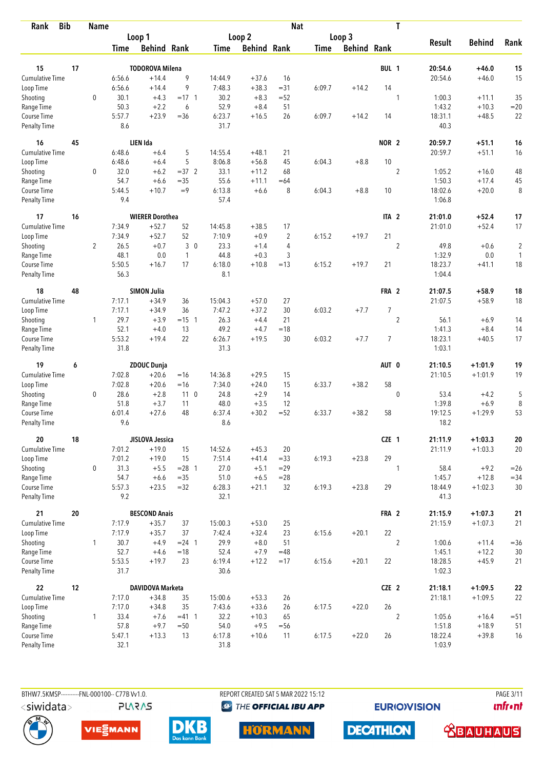| Rank | Bib | Name | | Loop 1 Time | Behind | Rank | Loop 2 Time | Behind | Rank | Loop 3 Time | Behind | Rank | Nat | T | Result | Behind | Rank |
|---|---|---|---|---|---|---|---|---|---|---|---|---|---|---|---|---|---|
| 15 | 17 | TODOROVA Milena | | | | | | | | | | | BUL | 1 | 20:54.6 | +46.0 | 15 |
| Cumulative Time | | | | 6:56.6 | +14.4 | 9 | 14:44.9 | +37.6 | 16 | | | | | | 20:54.6 | +46.0 | 15 |
| Loop Time | | | | 6:56.6 | +14.4 | 9 | 7:48.3 | +38.3 | =31 | 6:09.7 | +14.2 | 14 | | | | | |
| Shooting | | | 0 | 30.1 | +4.3 | =17 1 | 30.2 | +8.3 | =52 | | | | | 1 | 1:00.3 | +11.1 | 35 |
| Range Time | | | | 50.3 | +2.2 | 6 | 52.9 | +8.4 | 51 | | | | | | 1:43.2 | +10.3 | =20 |
| Course Time | | | | 5:57.7 | +23.9 | =36 | 6:23.7 | +16.5 | 26 | 6:09.7 | +14.2 | 14 | | | 18:31.1 | +48.5 | 22 |
| Penalty Time | | | | 8.6 | | | 31.7 | | | | | | | | 40.3 | | |
| 16 | 45 | LIEN Ida | | | | | | | | | | | NOR | 2 | 20:59.7 | +51.1 | 16 |
| Cumulative Time | | | | 6:48.6 | +6.4 | 5 | 14:55.4 | +48.1 | 21 | | | | | | 20:59.7 | +51.1 | 16 |
| Loop Time | | | | 6:48.6 | +6.4 | 5 | 8:06.8 | +56.8 | 45 | 6:04.3 | +8.8 | 10 | | | | | |
| Shooting | | | 0 | 32.0 | +6.2 | =37 2 | 33.1 | +11.2 | 68 | | | | | 2 | 1:05.2 | +16.0 | 48 |
| Range Time | | | | 54.7 | +6.6 | =35 | 55.6 | +11.1 | =64 | | | | | | 1:50.3 | +17.4 | 45 |
| Course Time | | | | 5:44.5 | +10.7 | =9 | 6:13.8 | +6.6 | 8 | 6:04.3 | +8.8 | 10 | | | 18:02.6 | +20.0 | 8 |
| Penalty Time | | | | 9.4 | | | 57.4 | | | | | | | | 1:06.8 | | |
| 17 | 16 | WIERER Dorothea | | | | | | | | | | | ITA | 2 | 21:01.0 | +52.4 | 17 |
| Cumulative Time | | | | 7:34.9 | +52.7 | 52 | 14:45.8 | +38.5 | 17 | | | | | | 21:01.0 | +52.4 | 17 |
| Loop Time | | | | 7:34.9 | +52.7 | 52 | 7:10.9 | +0.9 | 2 | 6:15.2 | +19.7 | 21 | | | | | |
| Shooting | | | 2 | 26.5 | +0.7 | 3 0 | 23.3 | +1.4 | 4 | | | | | 2 | 49.8 | +0.6 | 2 |
| Range Time | | | | 48.1 | 0.0 | 1 | 44.8 | +0.3 | 3 | | | | | | 1:32.9 | 0.0 | 1 |
| Course Time | | | | 5:50.5 | +16.7 | 17 | 6:18.0 | +10.8 | =13 | 6:15.2 | +19.7 | 21 | | | 18:23.7 | +41.1 | 18 |
| Penalty Time | | | | 56.3 | | | 8.1 | | | | | | | | 1:04.4 | | |
| 18 | 48 | SIMON Julia | | | | | | | | | | | FRA | 2 | 21:07.5 | +58.9 | 18 |
| Cumulative Time | | | | 7:17.1 | +34.9 | 36 | 15:04.3 | +57.0 | 27 | | | | | | 21:07.5 | +58.9 | 18 |
| Loop Time | | | | 7:17.1 | +34.9 | 36 | 7:47.2 | +37.2 | 30 | 6:03.2 | +7.7 | 7 | | | | | |
| Shooting | | | 1 | 29.7 | +3.9 | =15 1 | 26.3 | +4.4 | 21 | | | | | 2 | 56.1 | +6.9 | 14 |
| Range Time | | | | 52.1 | +4.0 | 13 | 49.2 | +4.7 | =18 | | | | | | 1:41.3 | +8.4 | 14 |
| Course Time | | | | 5:53.2 | +19.4 | 22 | 6:26.7 | +19.5 | 30 | 6:03.2 | +7.7 | 7 | | | 18:23.1 | +40.5 | 17 |
| Penalty Time | | | | 31.8 | | | 31.3 | | | | | | | | 1:03.1 | | |
| 19 | 6 | ZDOUC Dunja | | | | | | | | | | | AUT | 0 | 21:10.5 | +1:01.9 | 19 |
| Cumulative Time | | | | 7:02.8 | +20.6 | =16 | 14:36.8 | +29.5 | 15 | | | | | | 21:10.5 | +1:01.9 | 19 |
| Loop Time | | | | 7:02.8 | +20.6 | =16 | 7:34.0 | +24.0 | 15 | 6:33.7 | +38.2 | 58 | | | | | |
| Shooting | | | 0 | 28.6 | +2.8 | 11 0 | 24.8 | +2.9 | 14 | | | | | 0 | 53.4 | +4.2 | 5 |
| Range Time | | | | 51.8 | +3.7 | 11 | 48.0 | +3.5 | 12 | | | | | | 1:39.8 | +6.9 | 8 |
| Course Time | | | | 6:01.4 | +27.6 | 48 | 6:37.4 | +30.2 | =52 | 6:33.7 | +38.2 | 58 | | | 19:12.5 | +1:29.9 | 53 |
| Penalty Time | | | | 9.6 | | | 8.6 | | | | | | | | 18.2 | | |
| 20 | 18 | JISLOVA Jessica | | | | | | | | | | | CZE | 1 | 21:11.9 | +1:03.3 | 20 |
| Cumulative Time | | | | 7:01.2 | +19.0 | 15 | 14:52.6 | +45.3 | 20 | | | | | | 21:11.9 | +1:03.3 | 20 |
| Loop Time | | | | 7:01.2 | +19.0 | 15 | 7:51.4 | +41.4 | =33 | 6:19.3 | +23.8 | 29 | | | | | |
| Shooting | | | 0 | 31.3 | +5.5 | =28 1 | 27.0 | +5.1 | =29 | | | | | 1 | 58.4 | +9.2 | =26 |
| Range Time | | | | 54.7 | +6.6 | =35 | 51.0 | +6.5 | =28 | | | | | | 1:45.7 | +12.8 | =34 |
| Course Time | | | | 5:57.3 | +23.5 | =32 | 6:28.3 | +21.1 | 32 | 6:19.3 | +23.8 | 29 | | | 18:44.9 | +1:02.3 | 30 |
| Penalty Time | | | | 9.2 | | | 32.1 | | | | | | | | 41.3 | | |
| 21 | 20 | BESCOND Anais | | | | | | | | | | | FRA | 2 | 21:15.9 | +1:07.3 | 21 |
| Cumulative Time | | | | 7:17.9 | +35.7 | 37 | 15:00.3 | +53.0 | 25 | | | | | | 21:15.9 | +1:07.3 | 21 |
| Loop Time | | | | 7:17.9 | +35.7 | 37 | 7:42.4 | +32.4 | 23 | 6:15.6 | +20.1 | 22 | | | | | |
| Shooting | | | 1 | 30.7 | +4.9 | =24 1 | 29.9 | +8.0 | 51 | | | | | 2 | 1:00.6 | +11.4 | =36 |
| Range Time | | | | 52.7 | +4.6 | =18 | 52.4 | +7.9 | =48 | | | | | | 1:45.1 | +12.2 | 30 |
| Course Time | | | | 5:53.5 | +19.7 | 23 | 6:19.4 | +12.2 | =17 | 6:15.6 | +20.1 | 22 | | | 18:28.5 | +45.9 | 21 |
| Penalty Time | | | | 31.7 | | | 30.6 | | | | | | | | 1:02.3 | | |
| 22 | 12 | DAVIDOVA Marketa | | | | | | | | | | | CZE | 2 | 21:18.1 | +1:09.5 | 22 |
| Cumulative Time | | | | 7:17.0 | +34.8 | 35 | 15:00.6 | +53.3 | 26 | | | | | | 21:18.1 | +1:09.5 | 22 |
| Loop Time | | | | 7:17.0 | +34.8 | 35 | 7:43.6 | +33.6 | 26 | 6:17.5 | +22.0 | 26 | | | | | |
| Shooting | | | 1 | 33.4 | +7.6 | =41 1 | 32.2 | +10.3 | 65 | | | | | 2 | 1:05.6 | +16.4 | =51 |
| Range Time | | | | 57.8 | +9.7 | =50 | 54.0 | +9.5 | =56 | | | | | | 1:51.8 | +18.9 | 51 |
| Course Time | | | | 5:47.1 | +13.3 | 13 | 6:17.8 | +10.6 | 11 | 6:17.5 | +22.0 | 26 | | | 18:22.4 | +39.8 | 16 |
| Penalty Time | | | | 32.1 | | | 31.8 | | | | | | | | 1:03.9 | | |

BTHW7.5KMSP----------FNL-000100-- C77B Vv1.0. REPORT CREATED SAT 5 MAR 2022 15:12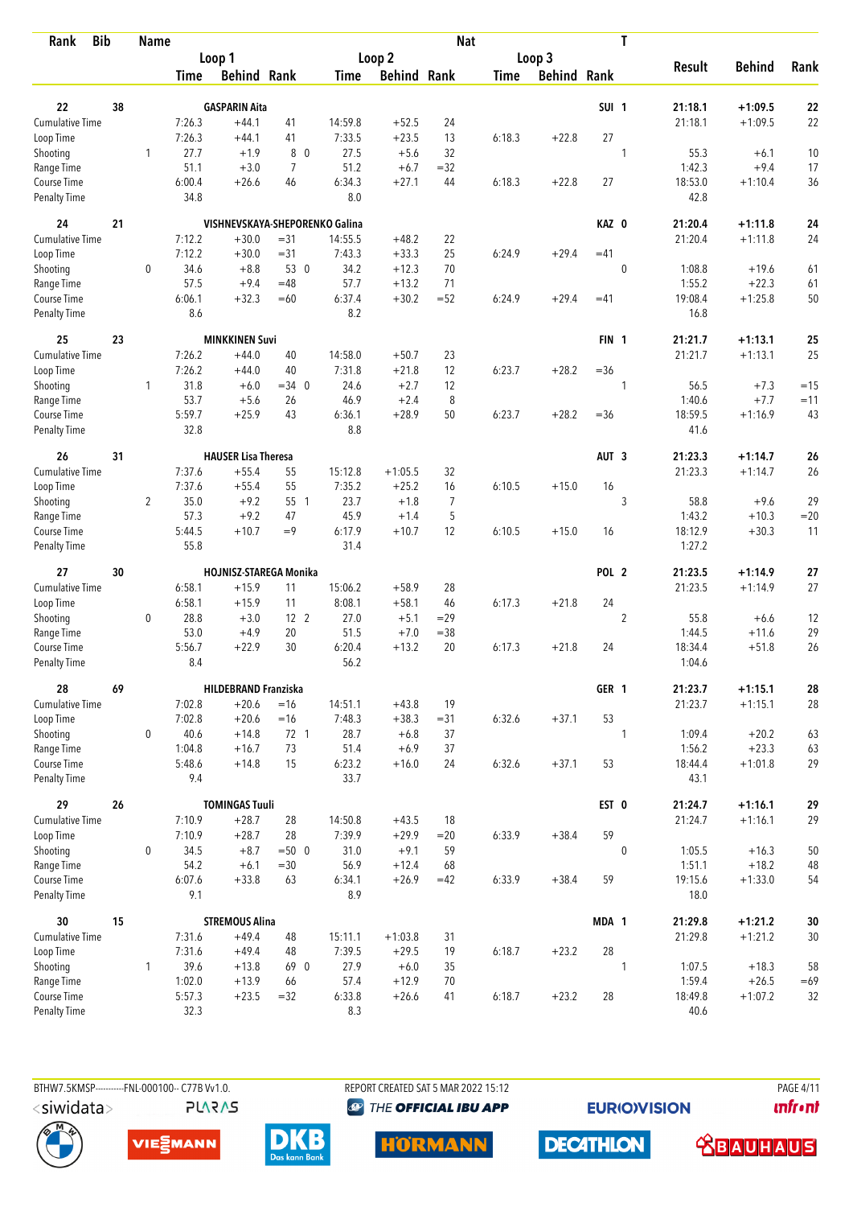| Rank | Bib | Name | | Loop 1 Time | Behind | Rank | Loop 2 Time | Behind | Rank | Loop 3 Time | Behind | Rank | Nat | T | Result | Behind | Rank |
|---|---|---|---|---|---|---|---|---|---|---|---|---|---|---|---|---|---|
| 22 | 38 | GASPARIN Aita | | | | | | | | | | | SUI | 1 | 21:18.1 | +1:09.5 | 22 |
| | | Cumulative Time | | 7:26.3 | +44.1 | 41 | 14:59.8 | +52.5 | 24 | | | | | | 21:18.1 | +1:09.5 | 22 |
| | | Loop Time | | 7:26.3 | +44.1 | 41 | 7:33.5 | +23.5 | 13 | 6:18.3 | +22.8 | 27 | | | | | |
| | | Shooting | 1 | 27.7 | +1.9 | 8 0 | 27.5 | +5.6 | 32 | | | | | 1 | 55.3 | +6.1 | 10 |
| | | Range Time | | 51.1 | +3.0 | 7 | 51.2 | +6.7 | =32 | | | | | | 1:42.3 | +9.4 | 17 |
| | | Course Time | | 6:00.4 | +26.6 | 46 | 6:34.3 | +27.1 | 44 | 6:18.3 | +22.8 | 27 | | | 18:53.0 | +1:10.4 | 36 |
| | | Penalty Time | | 34.8 | | | 8.0 | | | | | | | | 42.8 | | |
| 24 | 21 | VISHNEVSKAYA-SHEPORENKO Galina | | | | | | | | | | | KAZ | 0 | 21:20.4 | +1:11.8 | 24 |
| | | Cumulative Time | | 7:12.2 | +30.0 | =31 | 14:55.5 | +48.2 | 22 | | | | | | 21:20.4 | +1:11.8 | 24 |
| | | Loop Time | | 7:12.2 | +30.0 | =31 | 7:43.3 | +33.3 | 25 | 6:24.9 | +29.4 | =41 | | | | | |
| | | Shooting | 0 | 34.6 | +8.8 | 53 0 | 34.2 | +12.3 | 70 | | | | | 0 | 1:08.8 | +19.6 | 61 |
| | | Range Time | | 57.5 | +9.4 | =48 | 57.7 | +13.2 | 71 | | | | | | 1:55.2 | +22.3 | 61 |
| | | Course Time | | 6:06.1 | +32.3 | =60 | 6:37.4 | +30.2 | =52 | 6:24.9 | +29.4 | =41 | | | 19:08.4 | +1:25.8 | 50 |
| | | Penalty Time | | 8.6 | | | 8.2 | | | | | | | | 16.8 | | |
| 25 | 23 | MINKKINEN Suvi | | | | | | | | | | | FIN | 1 | 21:21.7 | +1:13.1 | 25 |
| | | Cumulative Time | | 7:26.2 | +44.0 | 40 | 14:58.0 | +50.7 | 23 | | | | | | 21:21.7 | +1:13.1 | 25 |
| | | Loop Time | | 7:26.2 | +44.0 | 40 | 7:31.8 | +21.8 | 12 | 6:23.7 | +28.2 | =36 | | | | | |
| | | Shooting | 1 | 31.8 | +6.0 | =34 0 | 24.6 | +2.7 | 12 | | | | | 1 | 56.5 | +7.3 | =15 |
| | | Range Time | | 53.7 | +5.6 | 26 | 46.9 | +2.4 | 8 | | | | | | 1:40.6 | +7.7 | =11 |
| | | Course Time | | 5:59.7 | +25.9 | 43 | 6:36.1 | +28.9 | 50 | 6:23.7 | +28.2 | =36 | | | 18:59.5 | +1:16.9 | 43 |
| | | Penalty Time | | 32.8 | | | 8.8 | | | | | | | | 41.6 | | |
| 26 | 31 | HAUSER Lisa Theresa | | | | | | | | | | | AUT | 3 | 21:23.3 | +1:14.7 | 26 |
| | | Cumulative Time | | 7:37.6 | +55.4 | 55 | 15:12.8 | +1:05.5 | 32 | | | | | | 21:23.3 | +1:14.7 | 26 |
| | | Loop Time | | 7:37.6 | +55.4 | 55 | 7:35.2 | +25.2 | 16 | 6:10.5 | +15.0 | 16 | | | | | |
| | | Shooting | 2 | 35.0 | +9.2 | 55 1 | 23.7 | +1.8 | 7 | | | | | 3 | 58.8 | +9.6 | 29 |
| | | Range Time | | 57.3 | +9.2 | 47 | 45.9 | +1.4 | 5 | | | | | | 1:43.2 | +10.3 | =20 |
| | | Course Time | | 5:44.5 | +10.7 | =9 | 6:17.9 | +10.7 | 12 | 6:10.5 | +15.0 | 16 | | | 18:12.9 | +30.3 | 11 |
| | | Penalty Time | | 55.8 | | | 31.4 | | | | | | | | 1:27.2 | | |
| 27 | 30 | HOJNISZ-STAREGA Monika | | | | | | | | | | | POL | 2 | 21:23.5 | +1:14.9 | 27 |
| | | Cumulative Time | | 6:58.1 | +15.9 | 11 | 15:06.2 | +58.9 | 28 | | | | | | 21:23.5 | +1:14.9 | 27 |
| | | Loop Time | | 6:58.1 | +15.9 | 11 | 8:08.1 | +58.1 | 46 | 6:17.3 | +21.8 | 24 | | | | | |
| | | Shooting | 0 | 28.8 | +3.0 | 12 2 | 27.0 | +5.1 | =29 | | | | | 2 | 55.8 | +6.6 | 12 |
| | | Range Time | | 53.0 | +4.9 | 20 | 51.5 | +7.0 | =38 | | | | | | 1:44.5 | +11.6 | 29 |
| | | Course Time | | 5:56.7 | +22.9 | 30 | 6:20.4 | +13.2 | 20 | 6:17.3 | +21.8 | 24 | | | 18:34.4 | +51.8 | 26 |
| | | Penalty Time | | 8.4 | | | 56.2 | | | | | | | | 1:04.6 | | |
| 28 | 69 | HILDEBRAND Franziska | | | | | | | | | | | GER | 1 | 21:23.7 | +1:15.1 | 28 |
| | | Cumulative Time | | 7:02.8 | +20.6 | =16 | 14:51.1 | +43.8 | 19 | | | | | | 21:23.7 | +1:15.1 | 28 |
| | | Loop Time | | 7:02.8 | +20.6 | =16 | 7:48.3 | +38.3 | =31 | 6:32.6 | +37.1 | 53 | | | | | |
| | | Shooting | 0 | 40.6 | +14.8 | 72 1 | 28.7 | +6.8 | 37 | | | | | 1 | 1:09.4 | +20.2 | 63 |
| | | Range Time | | 1:04.8 | +16.7 | 73 | 51.4 | +6.9 | 37 | | | | | | 1:56.2 | +23.3 | 63 |
| | | Course Time | | 5:48.6 | +14.8 | 15 | 6:23.2 | +16.0 | 24 | 6:32.6 | +37.1 | 53 | | | 18:44.4 | +1:01.8 | 29 |
| | | Penalty Time | | 9.4 | | | 33.7 | | | | | | | | 43.1 | | |
| 29 | 26 | TOMINGAS Tuuli | | | | | | | | | | | EST | 0 | 21:24.7 | +1:16.1 | 29 |
| | | Cumulative Time | | 7:10.9 | +28.7 | 28 | 14:50.8 | +43.5 | 18 | | | | | | 21:24.7 | +1:16.1 | 29 |
| | | Loop Time | | 7:10.9 | +28.7 | 28 | 7:39.9 | +29.9 | =20 | 6:33.9 | +38.4 | 59 | | | | | |
| | | Shooting | 0 | 34.5 | +8.7 | =50 0 | 31.0 | +9.1 | 59 | | | | | 0 | 1:05.5 | +16.3 | 50 |
| | | Range Time | | 54.2 | +6.1 | =30 | 56.9 | +12.4 | 68 | | | | | | 1:51.1 | +18.2 | 48 |
| | | Course Time | | 6:07.6 | +33.8 | 63 | 6:34.1 | +26.9 | =42 | 6:33.9 | +38.4 | 59 | | | 19:15.6 | +1:33.0 | 54 |
| | | Penalty Time | | 9.1 | | | 8.9 | | | | | | | | 18.0 | | |
| 30 | 15 | STREMOUS Alina | | | | | | | | | | | MDA | 1 | 21:29.8 | +1:21.2 | 30 |
| | | Cumulative Time | | 7:31.6 | +49.4 | 48 | 15:11.1 | +1:03.8 | 31 | | | | | | 21:29.8 | +1:21.2 | 30 |
| | | Loop Time | | 7:31.6 | +49.4 | 48 | 7:39.5 | +29.5 | 19 | 6:18.7 | +23.2 | 28 | | | | | |
| | | Shooting | 1 | 39.6 | +13.8 | 69 0 | 27.9 | +6.0 | 35 | | | | | 1 | 1:07.5 | +18.3 | 58 |
| | | Range Time | | 1:02.0 | +13.9 | 66 | 57.4 | +12.9 | 70 | | | | | | 1:59.4 | +26.5 | =69 |
| | | Course Time | | 5:57.3 | +23.5 | =32 | 6:33.8 | +26.6 | 41 | 6:18.7 | +23.2 | 28 | | | 18:49.8 | +1:07.2 | 32 |
| | | Penalty Time | | 32.3 | | | 8.3 | | | | | | | | 40.6 | | |

BTHW7.5KMSP----------FNL-000100-- C77B Vv1.0. REPORT CREATED SAT 5 MAR 2022 15:12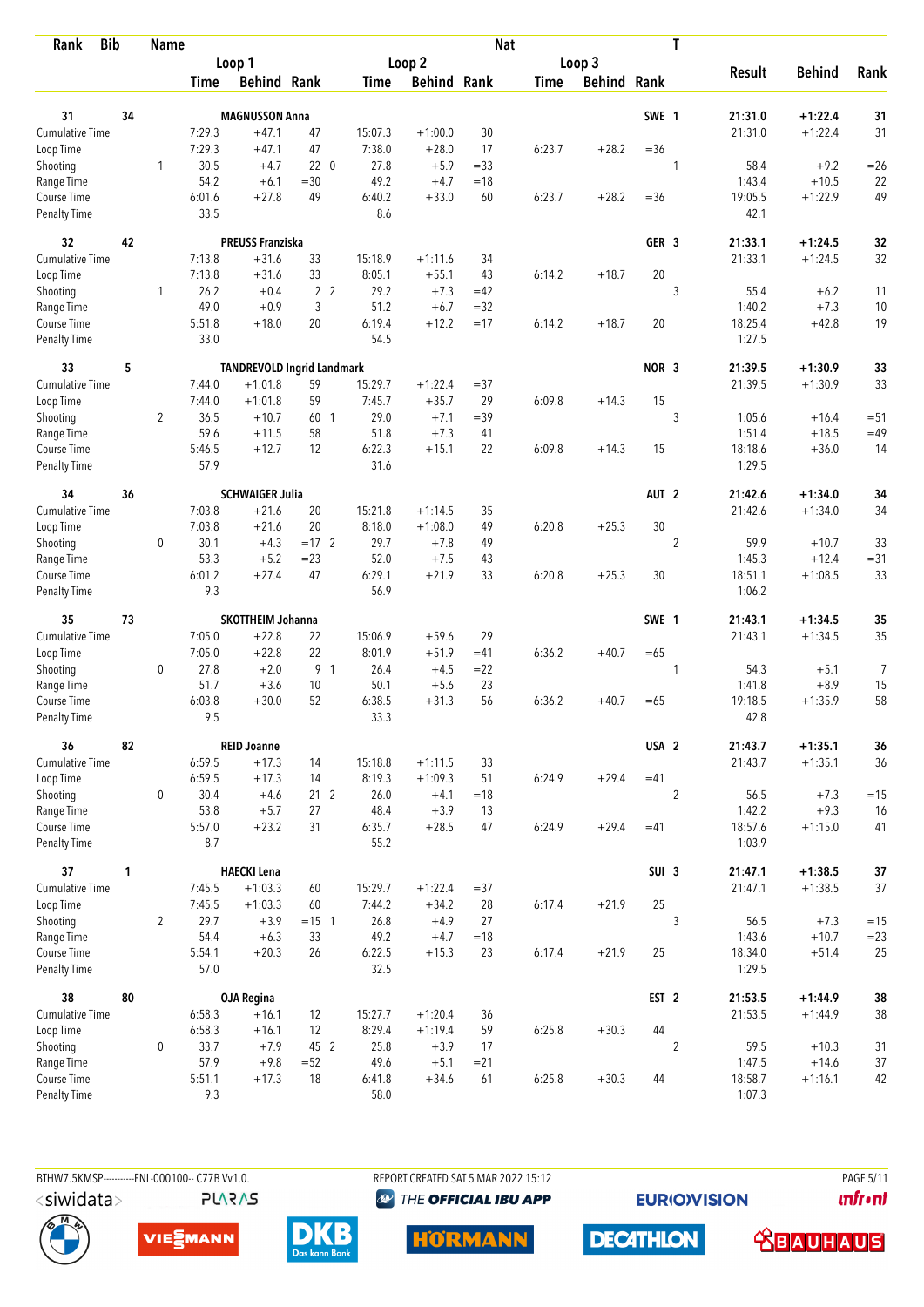| Rank | Bib | Name | | Loop 1 Time | Behind | Rank | Loop 2 Time | Behind | Rank | Loop 3 Time | Behind | Rank | Nat | T | Result | Behind | Rank |
|---|---|---|---|---|---|---|---|---|---|---|---|---|---|---|---|---|---|
| 31 | 34 | MAGNUSSON Anna | | | | | | | | | | | SWE | 1 | 21:31.0 | +1:22.4 | 31 |
| | | Cumulative Time | | 7:29.3 | +47.1 | 47 | 15:07.3 | +1:00.0 | 30 | | | | | | 21:31.0 | +1:22.4 | 31 |
| | | Loop Time | | 7:29.3 | +47.1 | 47 | 7:38.0 | +28.0 | 17 | 6:23.7 | +28.2 | =36 | | | | | |
| | | Shooting | 1 | 30.5 | +4.7 | 22 | 0 27.8 | +5.9 | =33 | | | | | 1 | 58.4 | +9.2 | =26 |
| | | Range Time | | 54.2 | +6.1 | =30 | 49.2 | +4.7 | =18 | | | | | | 1:43.4 | +10.5 | 22 |
| | | Course Time | | 6:01.6 | +27.8 | 49 | 6:40.2 | +33.0 | 60 | 6:23.7 | +28.2 | =36 | | | 19:05.5 | +1:22.9 | 49 |
| | | Penalty Time | | 33.5 | | | 8.6 | | | | | | | | 42.1 | | |
| 32 | 42 | PREUSS Franziska | | | | | | | | | | | GER | 3 | 21:33.1 | +1:24.5 | 32 |
| | | Cumulative Time | | 7:13.8 | +31.6 | 33 | 15:18.9 | +1:11.6 | 34 | | | | | | 21:33.1 | +1:24.5 | 32 |
| | | Loop Time | | 7:13.8 | +31.6 | 33 | 8:05.1 | +55.1 | 43 | 6:14.2 | +18.7 | 20 | | | | | |
| | | Shooting | 1 | 26.2 | +0.4 | 2 | 2 29.2 | +7.3 | =42 | | | | | 3 | 55.4 | +6.2 | 11 |
| | | Range Time | | 49.0 | +0.9 | 3 | 51.2 | +6.7 | =32 | | | | | | 1:40.2 | +7.3 | 10 |
| | | Course Time | | 5:51.8 | +18.0 | 20 | 6:19.4 | +12.2 | =17 | 6:14.2 | +18.7 | 20 | | | 18:25.4 | +42.8 | 19 |
| | | Penalty Time | | 33.0 | | | 54.5 | | | | | | | | 1:27.5 | | |
| 33 | 5 | TANDREVOLD Ingrid Landmark | | | | | | | | | | | NOR | 3 | 21:39.5 | +1:30.9 | 33 |
| | | Cumulative Time | | 7:44.0 | +1:01.8 | 59 | 15:29.7 | +1:22.4 | =37 | | | | | | 21:39.5 | +1:30.9 | 33 |
| | | Loop Time | | 7:44.0 | +1:01.8 | 59 | 7:45.7 | +35.7 | 29 | 6:09.8 | +14.3 | 15 | | | | | |
| | | Shooting | 2 | 36.5 | +10.7 | 60 | 1 29.0 | +7.1 | =39 | | | | | 3 | 1:05.6 | +16.4 | =51 |
| | | Range Time | | 59.6 | +11.5 | 58 | 51.8 | +7.3 | 41 | | | | | | 1:51.4 | +18.5 | =49 |
| | | Course Time | | 5:46.5 | +12.7 | 12 | 6:22.3 | +15.1 | 22 | 6:09.8 | +14.3 | 15 | | | 18:18.6 | +36.0 | 14 |
| | | Penalty Time | | 57.9 | | | 31.6 | | | | | | | | 1:29.5 | | |
| 34 | 36 | SCHWAIGER Julia | | | | | | | | | | | AUT | 2 | 21:42.6 | +1:34.0 | 34 |
| | | Cumulative Time | | 7:03.8 | +21.6 | 20 | 15:21.8 | +1:14.5 | 35 | | | | | | 21:42.6 | +1:34.0 | 34 |
| | | Loop Time | | 7:03.8 | +21.6 | 20 | 8:18.0 | +1:08.0 | 49 | 6:20.8 | +25.3 | 30 | | | | | |
| | | Shooting | 0 | 30.1 | +4.3 | =17 | 2 29.7 | +7.8 | 49 | | | | | 2 | 59.9 | +10.7 | 33 |
| | | Range Time | | 53.3 | +5.2 | =23 | 52.0 | +7.5 | 43 | | | | | | 1:45.3 | +12.4 | =31 |
| | | Course Time | | 6:01.2 | +27.4 | 47 | 6:29.1 | +21.9 | 33 | 6:20.8 | +25.3 | 30 | | | 18:51.1 | +1:08.5 | 33 |
| | | Penalty Time | | 9.3 | | | 56.9 | | | | | | | | 1:06.2 | | |
| 35 | 73 | SKOTTHEIM Johanna | | | | | | | | | | | SWE | 1 | 21:43.1 | +1:34.5 | 35 |
| | | Cumulative Time | | 7:05.0 | +22.8 | 22 | 15:06.9 | +59.6 | 29 | | | | | | 21:43.1 | +1:34.5 | 35 |
| | | Loop Time | | 7:05.0 | +22.8 | 22 | 8:01.9 | +51.9 | =41 | 6:36.2 | +40.7 | =65 | | | | | |
| | | Shooting | 0 | 27.8 | +2.0 | 9 | 1 26.4 | +4.5 | =22 | | | | | 1 | 54.3 | +5.1 | 7 |
| | | Range Time | | 51.7 | +3.6 | 10 | 50.1 | +5.6 | 23 | | | | | | 1:41.8 | +8.9 | 15 |
| | | Course Time | | 6:03.8 | +30.0 | 52 | 6:38.5 | +31.3 | 56 | 6:36.2 | +40.7 | =65 | | | 19:18.5 | +1:35.9 | 58 |
| | | Penalty Time | | 9.5 | | | 33.3 | | | | | | | | 42.8 | | |
| 36 | 82 | REID Joanne | | | | | | | | | | | USA | 2 | 21:43.7 | +1:35.1 | 36 |
| | | Cumulative Time | | 6:59.5 | +17.3 | 14 | 15:18.8 | +1:11.5 | 33 | | | | | | 21:43.7 | +1:35.1 | 36 |
| | | Loop Time | | 6:59.5 | +17.3 | 14 | 8:19.3 | +1:09.3 | 51 | 6:24.9 | +29.4 | =41 | | | | | |
| | | Shooting | 0 | 30.4 | +4.6 | 21 | 2 26.0 | +4.1 | =18 | | | | | 2 | 56.5 | +7.3 | =15 |
| | | Range Time | | 53.8 | +5.7 | 27 | 48.4 | +3.9 | 13 | | | | | | 1:42.2 | +9.3 | 16 |
| | | Course Time | | 5:57.0 | +23.2 | 31 | 6:35.7 | +28.5 | 47 | 6:24.9 | +29.4 | =41 | | | 18:57.6 | +1:15.0 | 41 |
| | | Penalty Time | | 8.7 | | | 55.2 | | | | | | | | 1:03.9 | | |
| 37 | 1 | HAECKI Lena | | | | | | | | | | | SUI | 3 | 21:47.1 | +1:38.5 | 37 |
| | | Cumulative Time | | 7:45.5 | +1:03.3 | 60 | 15:29.7 | +1:22.4 | =37 | | | | | | 21:47.1 | +1:38.5 | 37 |
| | | Loop Time | | 7:45.5 | +1:03.3 | 60 | 7:44.2 | +34.2 | 28 | 6:17.4 | +21.9 | 25 | | | | | |
| | | Shooting | 2 | 29.7 | +3.9 | =15 | 1 26.8 | +4.9 | 27 | | | | | 3 | 56.5 | +7.3 | =15 |
| | | Range Time | | 54.4 | +6.3 | 33 | 49.2 | +4.7 | =18 | | | | | | 1:43.6 | +10.7 | =23 |
| | | Course Time | | 5:54.1 | +20.3 | 26 | 6:22.5 | +15.3 | 23 | 6:17.4 | +21.9 | 25 | | | 18:34.0 | +51.4 | 25 |
| | | Penalty Time | | 57.0 | | | 32.5 | | | | | | | | 1:29.5 | | |
| 38 | 80 | OJA Regina | | | | | | | | | | | EST | 2 | 21:53.5 | +1:44.9 | 38 |
| | | Cumulative Time | | 6:58.3 | +16.1 | 12 | 15:27.7 | +1:20.4 | 36 | | | | | | 21:53.5 | +1:44.9 | 38 |
| | | Loop Time | | 6:58.3 | +16.1 | 12 | 8:29.4 | +1:19.4 | 59 | 6:25.8 | +30.3 | 44 | | | | | |
| | | Shooting | 0 | 33.7 | +7.9 | 45 | 2 25.8 | +3.9 | 17 | | | | | 2 | 59.5 | +10.3 | 31 |
| | | Range Time | | 57.9 | +9.8 | =52 | 49.6 | +5.1 | =21 | | | | | | 1:47.5 | +14.6 | 37 |
| | | Course Time | | 5:51.1 | +17.3 | 18 | 6:41.8 | +34.6 | 61 | 6:25.8 | +30.3 | 44 | | | 18:58.7 | +1:16.1 | 42 |
| | | Penalty Time | | 9.3 | | | 58.0 | | | | | | | | 1:07.3 | | |

BTHW7.5KMSP----------FNL-000100-- C77B Vv1.0. REPORT CREATED SAT 5 MAR 2022 15:12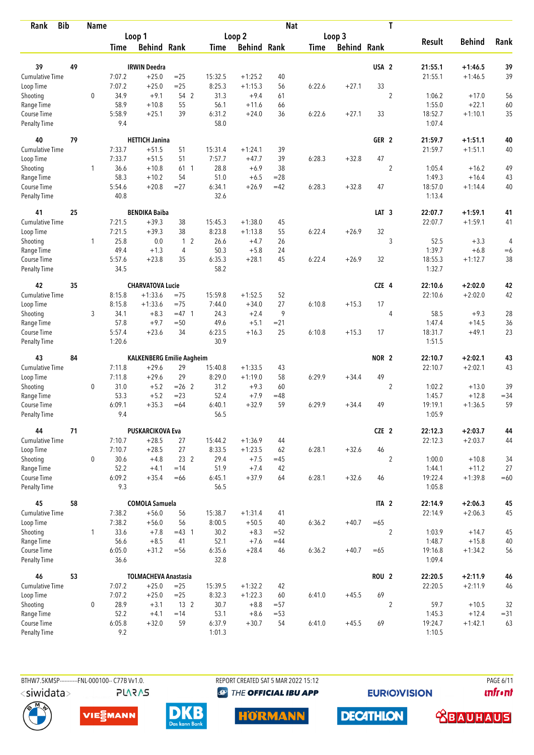| Rank | Bib | Name | | Loop 1 Time | Loop 1 Behind | Loop 1 Rank | | Loop 2 Time | Loop 2 Behind | Loop 2 Rank | Loop 3 Time | Loop 3 Behind | Loop 3 Rank | Nat | T | Result | Behind | Rank |
|---|---|---|---|---|---|---|---|---|---|---|---|---|---|---|---|---|---|---|
| 39 | 49 | IRWIN Deedra | | | | | | | | | | | | USA | 2 | 21:55.1 | +1:46.5 | 39 |
| | | Cumulative Time | | 7:07.2 | +25.0 | =25 | | 15:32.5 | +1:25.2 | 40 | | | | | | 21:55.1 | +1:46.5 | 39 |
| | | Loop Time | | 7:07.2 | +25.0 | =25 | | 8:25.3 | +1:15.3 | 56 | 6:22.6 | +27.1 | 33 | | | | | |
| | | Shooting | 0 | 34.9 | +9.1 | 54 | 2 | 31.3 | +9.4 | 61 | | | | | 2 | 1:06.2 | +17.0 | 56 |
| | | Range Time | | 58.9 | +10.8 | 55 | | 56.1 | +11.6 | 66 | | | | | | 1:55.0 | +22.1 | 60 |
| | | Course Time | | 5:58.9 | +25.1 | 39 | | 6:31.2 | +24.0 | 36 | 6:22.6 | +27.1 | 33 | | | 18:52.7 | +1:10.1 | 35 |
| | | Penalty Time | | 9.4 | | | | 58.0 | | | | | | | | 1:07.4 | | |
| 40 | 79 | HETTICH Janina | | | | | | | | | | | | GER | 2 | 21:59.7 | +1:51.1 | 40 |
| | | Cumulative Time | | 7:33.7 | +51.5 | 51 | | 15:31.4 | +1:24.1 | 39 | | | | | | 21:59.7 | +1:51.1 | 40 |
| | | Loop Time | | 7:33.7 | +51.5 | 51 | | 7:57.7 | +47.7 | 39 | 6:28.3 | +32.8 | 47 | | | | | |
| | | Shooting | 1 | 36.6 | +10.8 | 61 | 1 | 28.8 | +6.9 | 38 | | | | | 2 | 1:05.4 | +16.2 | 49 |
| | | Range Time | | 58.3 | +10.2 | 54 | | 51.0 | +6.5 | =28 | | | | | | 1:49.3 | +16.4 | 43 |
| | | Course Time | | 5:54.6 | +20.8 | =27 | | 6:34.1 | +26.9 | =42 | 6:28.3 | +32.8 | 47 | | | 18:57.0 | +1:14.4 | 40 |
| | | Penalty Time | | 40.8 | | | | 32.6 | | | | | | | | 1:13.4 | | |
| 41 | 25 | BENDIKA Baiba | | | | | | | | | | | | LAT | 3 | 22:07.7 | +1:59.1 | 41 |
| | | Cumulative Time | | 7:21.5 | +39.3 | 38 | | 15:45.3 | +1:38.0 | 45 | | | | | | 22:07.7 | +1:59.1 | 41 |
| | | Loop Time | | 7:21.5 | +39.3 | 38 | | 8:23.8 | +1:13.8 | 55 | 6:22.4 | +26.9 | 32 | | | | | |
| | | Shooting | 1 | 25.8 | 0.0 | 1 | 2 | 26.6 | +4.7 | 26 | | | | | 3 | 52.5 | +3.3 | 4 |
| | | Range Time | | 49.4 | +1.3 | 4 | | 50.3 | +5.8 | 24 | | | | | | 1:39.7 | +6.8 | =6 |
| | | Course Time | | 5:57.6 | +23.8 | 35 | | 6:35.3 | +28.1 | 45 | 6:22.4 | +26.9 | 32 | | | 18:55.3 | +1:12.7 | 38 |
| | | Penalty Time | | 34.5 | | | | 58.2 | | | | | | | | 1:32.7 | | |
| 42 | 35 | CHARVATOVA Lucie | | | | | | | | | | | | CZE | 4 | 22:10.6 | +2:02.0 | 42 |
| | | Cumulative Time | | 8:15.8 | +1:33.6 | =75 | | 15:59.8 | +1:52.5 | 52 | | | | | | 22:10.6 | +2:02.0 | 42 |
| | | Loop Time | | 8:15.8 | +1:33.6 | =75 | | 7:44.0 | +34.0 | 27 | 6:10.8 | +15.3 | 17 | | | | | |
| | | Shooting | 3 | 34.1 | +8.3 | =47 | 1 | 24.3 | +2.4 | 9 | | | | | 4 | 58.5 | +9.3 | 28 |
| | | Range Time | | 57.8 | +9.7 | =50 | | 49.6 | +5.1 | =21 | | | | | | 1:47.4 | +14.5 | 36 |
| | | Course Time | | 5:57.4 | +23.6 | 34 | | 6:23.5 | +16.3 | 25 | 6:10.8 | +15.3 | 17 | | | 18:31.7 | +49.1 | 23 |
| | | Penalty Time | | 1:20.6 | | | | 30.9 | | | | | | | | 1:51.5 | | |
| 43 | 84 | KALKENBERG Emilie Aagheim | | | | | | | | | | | | NOR | 2 | 22:10.7 | +2:02.1 | 43 |
| | | Cumulative Time | | 7:11.8 | +29.6 | 29 | | 15:40.8 | +1:33.5 | 43 | | | | | | 22:10.7 | +2:02.1 | 43 |
| | | Loop Time | | 7:11.8 | +29.6 | 29 | | 8:29.0 | +1:19.0 | 58 | 6:29.9 | +34.4 | 49 | | | | | |
| | | Shooting | 0 | 31.0 | +5.2 | =26 | 2 | 31.2 | +9.3 | 60 | | | | | 2 | 1:02.2 | +13.0 | 39 |
| | | Range Time | | 53.3 | +5.2 | =23 | | 52.4 | +7.9 | =48 | | | | | | 1:45.7 | +12.8 | =34 |
| | | Course Time | | 6:09.1 | +35.3 | =64 | | 6:40.1 | +32.9 | 59 | 6:29.9 | +34.4 | 49 | | | 19:19.1 | +1:36.5 | 59 |
| | | Penalty Time | | 9.4 | | | | 56.5 | | | | | | | | 1:05.9 | | |
| 44 | 71 | PUSKARCIKOVA Eva | | | | | | | | | | | | CZE | 2 | 22:12.3 | +2:03.7 | 44 |
| | | Cumulative Time | | 7:10.7 | +28.5 | 27 | | 15:44.2 | +1:36.9 | 44 | | | | | | 22:12.3 | +2:03.7 | 44 |
| | | Loop Time | | 7:10.7 | +28.5 | 27 | | 8:33.5 | +1:23.5 | 62 | 6:28.1 | +32.6 | 46 | | | | | |
| | | Shooting | 0 | 30.6 | +4.8 | 23 | 2 | 29.4 | +7.5 | =45 | | | | | 2 | 1:00.0 | +10.8 | 34 |
| | | Range Time | | 52.2 | +4.1 | =14 | | 51.9 | +7.4 | 42 | | | | | | 1:44.1 | +11.2 | 27 |
| | | Course Time | | 6:09.2 | +35.4 | =66 | | 6:45.1 | +37.9 | 64 | 6:28.1 | +32.6 | 46 | | | 19:22.4 | +1:39.8 | =60 |
| | | Penalty Time | | 9.3 | | | | 56.5 | | | | | | | | 1:05.8 | | |
| 45 | 58 | COMOLA Samuela | | | | | | | | | | | | ITA | 2 | 22:14.9 | +2:06.3 | 45 |
| | | Cumulative Time | | 7:38.2 | +56.0 | 56 | | 15:38.7 | +1:31.4 | 41 | | | | | | 22:14.9 | +2:06.3 | 45 |
| | | Loop Time | | 7:38.2 | +56.0 | 56 | | 8:00.5 | +50.5 | 40 | 6:36.2 | +40.7 | =65 | | | | | |
| | | Shooting | 1 | 33.6 | +7.8 | =43 | 1 | 30.2 | +8.3 | =52 | | | | | 2 | 1:03.9 | +14.7 | 45 |
| | | Range Time | | 56.6 | +8.5 | 41 | | 52.1 | +7.6 | =44 | | | | | | 1:48.7 | +15.8 | 40 |
| | | Course Time | | 6:05.0 | +31.2 | =56 | | 6:35.6 | +28.4 | 46 | 6:36.2 | +40.7 | =65 | | | 19:16.8 | +1:34.2 | 56 |
| | | Penalty Time | | 36.6 | | | | 32.8 | | | | | | | | 1:09.4 | | |
| 46 | 53 | TOLMACHEVA Anastasia | | | | | | | | | | | | ROU | 2 | 22:20.5 | +2:11.9 | 46 |
| | | Cumulative Time | | 7:07.2 | +25.0 | =25 | | 15:39.5 | +1:32.2 | 42 | | | | | | 22:20.5 | +2:11.9 | 46 |
| | | Loop Time | | 7:07.2 | +25.0 | =25 | | 8:32.3 | +1:22.3 | 60 | 6:41.0 | +45.5 | 69 | | | | | |
| | | Shooting | 0 | 28.9 | +3.1 | 13 | 2 | 30.7 | +8.8 | =57 | | | | | 2 | 59.7 | +10.5 | 32 |
| | | Range Time | | 52.2 | +4.1 | =14 | | 53.1 | +8.6 | =53 | | | | | | 1:45.3 | +12.4 | =31 |
| | | Course Time | | 6:05.8 | +32.0 | 59 | | 6:37.9 | +30.7 | 54 | 6:41.0 | +45.5 | 69 | | | 19:24.7 | +1:42.1 | 63 |
| | | Penalty Time | | 9.2 | | | | 1:01.3 | | | | | | | | 1:10.5 | | |

BTHW7.5KMSP----------FNL-000100-- C77B Vv1.0. REPORT CREATED SAT 5 MAR 2022 15:12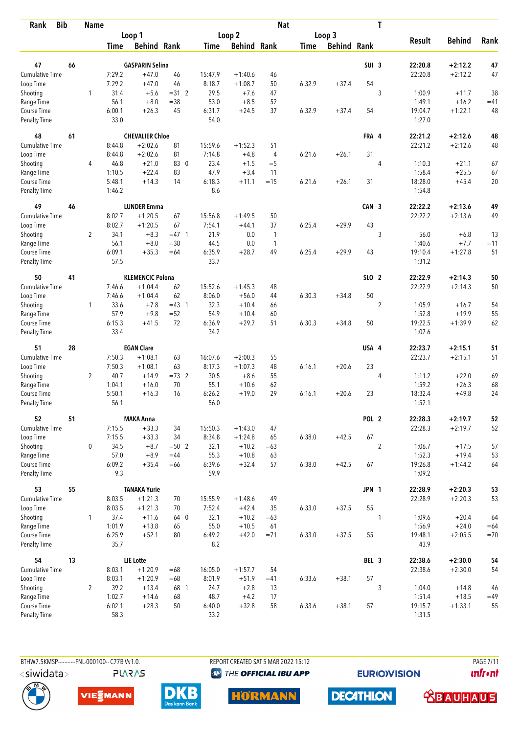| Rank | Bib | Name | Loop 1 Time | Loop 1 Behind | Loop 1 Rank | Loop 2 Time | Loop 2 Behind | Loop 2 Rank | Loop 3 Time | Loop 3 Behind | Loop 3 Rank | Nat | T | Result | Behind | Rank |
|---|---|---|---|---|---|---|---|---|---|---|---|---|---|---|---|---|
| 47 | 66 | GASPARIN Selina | | | | | | | | | | SUI | 3 | 22:20.8 | +2:12.2 | 47 |
| Cumulative Time | | | 7:29.2 | +47.0 | 46 | 15:47.9 | +1:40.6 | 46 | | | | | | 22:20.8 | +2:12.2 | 47 |
| Loop Time | | | 7:29.2 | +47.0 | 46 | 8:18.7 | +1:08.7 | 50 | 6:32.9 | +37.4 | 54 | | | | | |
| Shooting | | 1 | 31.4 | +5.6 | =31 2 | 29.5 | +7.6 | 47 | | | | | 3 | 1:00.9 | +11.7 | 38 |
| Range Time | | | 56.1 | +8.0 | =38 | 53.0 | +8.5 | 52 | | | | | | 1:49.1 | +16.2 | =41 |
| Course Time | | | 6:00.1 | +26.3 | 45 | 6:31.7 | +24.5 | 37 | 6:32.9 | +37.4 | 54 | | | 19:04.7 | +1:22.1 | 48 |
| Penalty Time | | | 33.0 | | | 54.0 | | | | | | | | 1:27.0 | | |
| 48 | 61 | CHEVALIER Chloe | | | | | | | | | | FRA | 4 | 22:21.2 | +2:12.6 | 48 |
| Cumulative Time | | | 8:44.8 | +2:02.6 | 81 | 15:59.6 | +1:52.3 | 51 | | | | | | 22:21.2 | +2:12.6 | 48 |
| Loop Time | | | 8:44.8 | +2:02.6 | 81 | 7:14.8 | +4.8 | 4 | 6:21.6 | +26.1 | 31 | | | | | |
| Shooting | | 4 | 46.8 | +21.0 | 83 0 | 23.4 | +1.5 | =5 | | | | | 4 | 1:10.3 | +21.1 | 67 |
| Range Time | | | 1:10.5 | +22.4 | 83 | 47.9 | +3.4 | 11 | | | | | | 1:58.4 | +25.5 | 67 |
| Course Time | | | 5:48.1 | +14.3 | 14 | 6:18.3 | +11.1 | =15 | 6:21.6 | +26.1 | 31 | | | 18:28.0 | +45.4 | 20 |
| Penalty Time | | | 1:46.2 | | | 8.6 | | | | | | | | 1:54.8 | | |
| 49 | 46 | LUNDER Emma | | | | | | | | | | CAN | 3 | 22:22.2 | +2:13.6 | 49 |
| Cumulative Time | | | 8:02.7 | +1:20.5 | 67 | 15:56.8 | +1:49.5 | 50 | | | | | | 22:22.2 | +2:13.6 | 49 |
| Loop Time | | | 8:02.7 | +1:20.5 | 67 | 7:54.1 | +44.1 | 37 | 6:25.4 | +29.9 | 43 | | | | | |
| Shooting | | 2 | 34.1 | +8.3 | =47 1 | 21.9 | 0.0 | 1 | | | | | 3 | 56.0 | +6.8 | 13 |
| Range Time | | | 56.1 | +8.0 | =38 | 44.5 | 0.0 | 1 | | | | | | 1:40.6 | +7.7 | =11 |
| Course Time | | | 6:09.1 | +35.3 | =64 | 6:35.9 | +28.7 | 49 | 6:25.4 | +29.9 | 43 | | | 19:10.4 | +1:27.8 | 51 |
| Penalty Time | | | 57.5 | | | 33.7 | | | | | | | | 1:31.2 | | |
| 50 | 41 | KLEMENCIC Polona | | | | | | | | | | SLO | 2 | 22:22.9 | +2:14.3 | 50 |
| Cumulative Time | | | 7:46.6 | +1:04.4 | 62 | 15:52.6 | +1:45.3 | 48 | | | | | | 22:22.9 | +2:14.3 | 50 |
| Loop Time | | | 7:46.6 | +1:04.4 | 62 | 8:06.0 | +56.0 | 44 | 6:30.3 | +34.8 | 50 | | | | | |
| Shooting | | 1 | 33.6 | +7.8 | =43 1 | 32.3 | +10.4 | 66 | | | | | 2 | 1:05.9 | +16.7 | 54 |
| Range Time | | | 57.9 | +9.8 | =52 | 54.9 | +10.4 | 60 | | | | | | 1:52.8 | +19.9 | 55 |
| Course Time | | | 6:15.3 | +41.5 | 72 | 6:36.9 | +29.7 | 51 | 6:30.3 | +34.8 | 50 | | | 19:22.5 | +1:39.9 | 62 |
| Penalty Time | | | 33.4 | | | 34.2 | | | | | | | | 1:07.6 | | |
| 51 | 28 | EGAN Clare | | | | | | | | | | USA | 4 | 22:23.7 | +2:15.1 | 51 |
| Cumulative Time | | | 7:50.3 | +1:08.1 | 63 | 16:07.6 | +2:00.3 | 55 | | | | | | 22:23.7 | +2:15.1 | 51 |
| Loop Time | | | 7:50.3 | +1:08.1 | 63 | 8:17.3 | +1:07.3 | 48 | 6:16.1 | +20.6 | 23 | | | | | |
| Shooting | | 2 | 40.7 | +14.9 | =73 2 | 30.5 | +8.6 | 55 | | | | | 4 | 1:11.2 | +22.0 | 69 |
| Range Time | | | 1:04.1 | +16.0 | 70 | 55.1 | +10.6 | 62 | | | | | | 1:59.2 | +26.3 | 68 |
| Course Time | | | 5:50.1 | +16.3 | 16 | 6:26.2 | +19.0 | 29 | 6:16.1 | +20.6 | 23 | | | 18:32.4 | +49.8 | 24 |
| Penalty Time | | | 56.1 | | | 56.0 | | | | | | | | 1:52.1 | | |
| 52 | 51 | MAKA Anna | | | | | | | | | | POL | 2 | 22:28.3 | +2:19.7 | 52 |
| Cumulative Time | | | 7:15.5 | +33.3 | 34 | 15:50.3 | +1:43.0 | 47 | | | | | | 22:28.3 | +2:19.7 | 52 |
| Loop Time | | | 7:15.5 | +33.3 | 34 | 8:34.8 | +1:24.8 | 65 | 6:38.0 | +42.5 | 67 | | | | | |
| Shooting | | 0 | 34.5 | +8.7 | =50 2 | 32.1 | +10.2 | =63 | | | | | 2 | 1:06.7 | +17.5 | 57 |
| Range Time | | | 57.0 | +8.9 | =44 | 55.3 | +10.8 | 63 | | | | | | 1:52.3 | +19.4 | 53 |
| Course Time | | | 6:09.2 | +35.4 | =66 | 6:39.6 | +32.4 | 57 | 6:38.0 | +42.5 | 67 | | | 19:26.8 | +1:44.2 | 64 |
| Penalty Time | | | 9.3 | | | 59.9 | | | | | | | | 1:09.2 | | |
| 53 | 55 | TANAKA Yurie | | | | | | | | | | JPN | 1 | 22:28.9 | +2:20.3 | 53 |
| Cumulative Time | | | 8:03.5 | +1:21.3 | 70 | 15:55.9 | +1:48.6 | 49 | | | | | | 22:28.9 | +2:20.3 | 53 |
| Loop Time | | | 8:03.5 | +1:21.3 | 70 | 7:52.4 | +42.4 | 35 | 6:33.0 | +37.5 | 55 | | | | | |
| Shooting | | 1 | 37.4 | +11.6 | 64 0 | 32.1 | +10.2 | =63 | | | | | 1 | 1:09.6 | +20.4 | 64 |
| Range Time | | | 1:01.9 | +13.8 | 65 | 55.0 | +10.5 | 61 | | | | | | 1:56.9 | +24.0 | =64 |
| Course Time | | | 6:25.9 | +52.1 | 80 | 6:49.2 | +42.0 | =71 | 6:33.0 | +37.5 | 55 | | | 19:48.1 | +2:05.5 | =70 |
| Penalty Time | | | 35.7 | | | 8.2 | | | | | | | | 43.9 | | |
| 54 | 13 | LIE Lotte | | | | | | | | | | BEL | 3 | 22:38.6 | +2:30.0 | 54 |
| Cumulative Time | | | 8:03.1 | +1:20.9 | =68 | 16:05.0 | +1:57.7 | 54 | | | | | | 22:38.6 | +2:30.0 | 54 |
| Loop Time | | | 8:03.1 | +1:20.9 | =68 | 8:01.9 | +51.9 | =41 | 6:33.6 | +38.1 | 57 | | | | | |
| Shooting | | 2 | 39.2 | +13.4 | 68 1 | 24.7 | +2.8 | 13 | | | | | 3 | 1:04.0 | +14.8 | 46 |
| Range Time | | | 1:02.7 | +14.6 | 68 | 48.7 | +4.2 | 17 | | | | | | 1:51.4 | +18.5 | =49 |
| Course Time | | | 6:02.1 | +28.3 | 50 | 6:40.0 | +32.8 | 58 | 6:33.6 | +38.1 | 57 | | | 19:15.7 | +1:33.1 | 55 |
| Penalty Time | | | 58.3 | | | 33.2 | | | | | | | | 1:31.5 | | |

BTHW7.5KMSP----------FNL-000100-- C77B Vv1.0. REPORT CREATED SAT 5 MAR 2022 15:12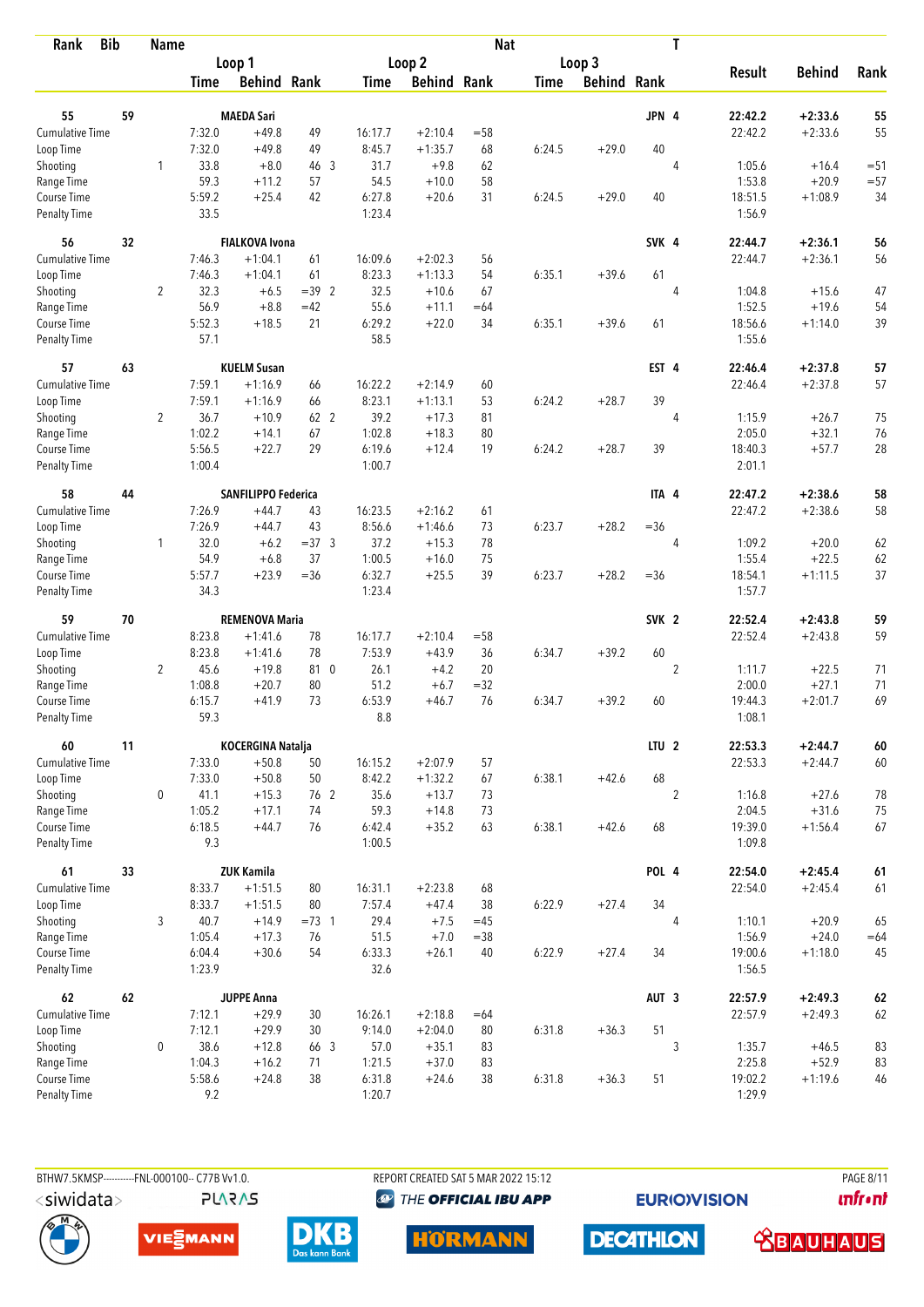| Rank | Bib | Name | | Loop 1 | | | Loop 2 | | | Loop 3 | | Nat | T | Result | Behind | Rank |
|---|---|---|---|---|---|---|---|---|---|---|---|---|---|---|---|---|
| | | | | Time | Behind | Rank | Time | Behind | Rank | Time | Behind | Rank | | | | |
| 55 | 59 | MAEDA Sari | | | | | | | | | | JPN | 4 | 22:42.2 | +2:33.6 | 55 |
| Cumulative Time | | | | 7:32.0 | +49.8 | 49 | 16:17.7 | +2:10.4 | =58 | | | | | 22:42.2 | +2:33.6 | 55 |
| Loop Time | | | | 7:32.0 | +49.8 | 49 | 8:45.7 | +1:35.7 | 68 | 6:24.5 | +29.0 | 40 | | | | |
| Shooting | | | 1 | 33.8 | +8.0 | 46 3 | 31.7 | +9.8 | 62 | | | | 4 | 1:05.6 | +16.4 | =51 |
| Range Time | | | | 59.3 | +11.2 | 57 | 54.5 | +10.0 | 58 | | | | | 1:53.8 | +20.9 | =57 |
| Course Time | | | | 5:59.2 | +25.4 | 42 | 6:27.8 | +20.6 | 31 | 6:24.5 | +29.0 | 40 | | 18:51.5 | +1:08.9 | 34 |
| Penalty Time | | | | 33.5 | | | 1:23.4 | | | | | | | 1:56.9 | | |
| 56 | 32 | FIALKOVA Ivona | | | | | | | | | | SVK | 4 | 22:44.7 | +2:36.1 | 56 |
| Cumulative Time | | | | 7:46.3 | +1:04.1 | 61 | 16:09.6 | +2:02.3 | 56 | | | | | 22:44.7 | +2:36.1 | 56 |
| Loop Time | | | | 7:46.3 | +1:04.1 | 61 | 8:23.3 | +1:13.3 | 54 | 6:35.1 | +39.6 | 61 | | | | |
| Shooting | | | 2 | 32.3 | +6.5 | =39 2 | 32.5 | +10.6 | 67 | | | | 4 | 1:04.8 | +15.6 | 47 |
| Range Time | | | | 56.9 | +8.8 | =42 | 55.6 | +11.1 | =64 | | | | | 1:52.5 | +19.6 | 54 |
| Course Time | | | | 5:52.3 | +18.5 | 21 | 6:29.2 | +22.0 | 34 | 6:35.1 | +39.6 | 61 | | 18:56.6 | +1:14.0 | 39 |
| Penalty Time | | | | 57.1 | | | 58.5 | | | | | | | 1:55.6 | | |
| 57 | 63 | KUELM Susan | | | | | | | | | | EST | 4 | 22:46.4 | +2:37.8 | 57 |
| Cumulative Time | | | | 7:59.1 | +1:16.9 | 66 | 16:22.2 | +2:14.9 | 60 | | | | | 22:46.4 | +2:37.8 | 57 |
| Loop Time | | | | 7:59.1 | +1:16.9 | 66 | 8:23.1 | +1:13.1 | 53 | 6:24.2 | +28.7 | 39 | | | | |
| Shooting | | | 2 | 36.7 | +10.9 | 62 2 | 39.2 | +17.3 | 81 | | | | 4 | 1:15.9 | +26.7 | 75 |
| Range Time | | | | 1:02.2 | +14.1 | 67 | 1:02.8 | +18.3 | 80 | | | | | 2:05.0 | +32.1 | 76 |
| Course Time | | | | 5:56.5 | +22.7 | 29 | 6:19.6 | +12.4 | 19 | 6:24.2 | +28.7 | 39 | | 18:40.3 | +57.7 | 28 |
| Penalty Time | | | | 1:00.4 | | | 1:00.7 | | | | | | | 2:01.1 | | |
| 58 | 44 | SANFILIPPO Federica | | | | | | | | | | ITA | 4 | 22:47.2 | +2:38.6 | 58 |
| Cumulative Time | | | | 7:26.9 | +44.7 | 43 | 16:23.5 | +2:16.2 | 61 | | | | | 22:47.2 | +2:38.6 | 58 |
| Loop Time | | | | 7:26.9 | +44.7 | 43 | 8:56.6 | +1:46.6 | 73 | 6:23.7 | +28.2 | =36 | | | | |
| Shooting | | | 1 | 32.0 | +6.2 | =37 3 | 37.2 | +15.3 | 78 | | | | 4 | 1:09.2 | +20.0 | 62 |
| Range Time | | | | 54.9 | +6.8 | 37 | 1:00.5 | +16.0 | 75 | | | | | 1:55.4 | +22.5 | 62 |
| Course Time | | | | 5:57.7 | +23.9 | =36 | 6:32.7 | +25.5 | 39 | 6:23.7 | +28.2 | =36 | | 18:54.1 | +1:11.5 | 37 |
| Penalty Time | | | | 34.3 | | | 1:23.4 | | | | | | | 1:57.7 | | |
| 59 | 70 | REMENOVA Maria | | | | | | | | | | SVK | 2 | 22:52.4 | +2:43.8 | 59 |
| Cumulative Time | | | | 8:23.8 | +1:41.6 | 78 | 16:17.7 | +2:10.4 | =58 | | | | | 22:52.4 | +2:43.8 | 59 |
| Loop Time | | | | 8:23.8 | +1:41.6 | 78 | 7:53.9 | +43.9 | 36 | 6:34.7 | +39.2 | 60 | | | | |
| Shooting | | | 2 | 45.6 | +19.8 | 81 0 | 26.1 | +4.2 | 20 | | | | 2 | 1:11.7 | +22.5 | 71 |
| Range Time | | | | 1:08.8 | +20.7 | 80 | 51.2 | +6.7 | =32 | | | | | 2:00.0 | +27.1 | 71 |
| Course Time | | | | 6:15.7 | +41.9 | 73 | 6:53.9 | +46.7 | 76 | 6:34.7 | +39.2 | 60 | | 19:44.3 | +2:01.7 | 69 |
| Penalty Time | | | | 59.3 | | | 8.8 | | | | | | | 1:08.1 | | |
| 60 | 11 | KOCERGINA Natalja | | | | | | | | | | LTU | 2 | 22:53.3 | +2:44.7 | 60 |
| Cumulative Time | | | | 7:33.0 | +50.8 | 50 | 16:15.2 | +2:07.9 | 57 | | | | | 22:53.3 | +2:44.7 | 60 |
| Loop Time | | | | 7:33.0 | +50.8 | 50 | 8:42.2 | +1:32.2 | 67 | 6:38.1 | +42.6 | 68 | | | | |
| Shooting | | | 0 | 41.1 | +15.3 | 76 2 | 35.6 | +13.7 | 73 | | | | 2 | 1:16.8 | +27.6 | 78 |
| Range Time | | | | 1:05.2 | +17.1 | 74 | 59.3 | +14.8 | 73 | | | | | 2:04.5 | +31.6 | 75 |
| Course Time | | | | 6:18.5 | +44.7 | 76 | 6:42.4 | +35.2 | 63 | 6:38.1 | +42.6 | 68 | | 19:39.0 | +1:56.4 | 67 |
| Penalty Time | | | | 9.3 | | | 1:00.5 | | | | | | | 1:09.8 | | |
| 61 | 33 | ZUK Kamila | | | | | | | | | | POL | 4 | 22:54.0 | +2:45.4 | 61 |
| Cumulative Time | | | | 8:33.7 | +1:51.5 | 80 | 16:31.1 | +2:23.8 | 68 | | | | | 22:54.0 | +2:45.4 | 61 |
| Loop Time | | | | 8:33.7 | +1:51.5 | 80 | 7:57.4 | +47.4 | 38 | 6:22.9 | +27.4 | 34 | | | | |
| Shooting | | | 3 | 40.7 | +14.9 | =73 1 | 29.4 | +7.5 | =45 | | | | 4 | 1:10.1 | +20.9 | 65 |
| Range Time | | | | 1:05.4 | +17.3 | 76 | 51.5 | +7.0 | =38 | | | | | 1:56.9 | +24.0 | =64 |
| Course Time | | | | 6:04.4 | +30.6 | 54 | 6:33.3 | +26.1 | 40 | 6:22.9 | +27.4 | 34 | | 19:00.6 | +1:18.0 | 45 |
| Penalty Time | | | | 1:23.9 | | | 32.6 | | | | | | | 1:56.5 | | |
| 62 | 62 | JUPPE Anna | | | | | | | | | | AUT | 3 | 22:57.9 | +2:49.3 | 62 |
| Cumulative Time | | | | 7:12.1 | +29.9 | 30 | 16:26.1 | +2:18.8 | =64 | | | | | 22:57.9 | +2:49.3 | 62 |
| Loop Time | | | | 7:12.1 | +29.9 | 30 | 9:14.0 | +2:04.0 | 80 | 6:31.8 | +36.3 | 51 | | | | |
| Shooting | | | 0 | 38.6 | +12.8 | 66 3 | 57.0 | +35.1 | 83 | | | | 3 | 1:35.7 | +46.5 | 83 |
| Range Time | | | | 1:04.3 | +16.2 | 71 | 1:21.5 | +37.0 | 83 | | | | | 2:25.8 | +52.9 | 83 |
| Course Time | | | | 5:58.6 | +24.8 | 38 | 6:31.8 | +24.6 | 38 | 6:31.8 | +36.3 | 51 | | 19:02.2 | +1:19.6 | 46 |
| Penalty Time | | | | 9.2 | | | 1:20.7 | | | | | | | 1:29.9 | | |

BTHW7.5KMSP----------FNL-000100-- C77B Vv1.0. REPORT CREATED SAT 5 MAR 2022 15:12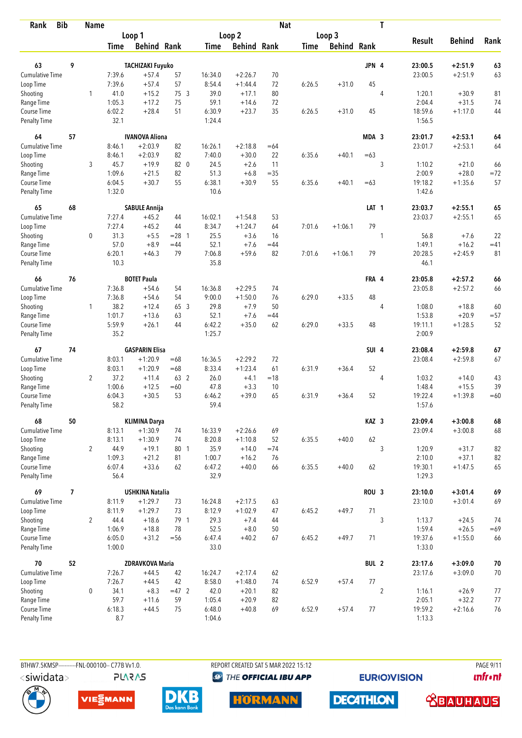| Rank | Bib | Name | | | | | | | Nat | | | T | | | |
|---|---|---|---|---|---|---|---|---|---|---|---|---|---|---|---|
| | | | Loop 1 | | | Loop 2 | | | Loop 3 | | | | Result | Behind | Rank |
| | | | Time | Behind | Rank | Time | Behind | Rank | Time | Behind | Rank | | | | |
| 63 | 9 | TACHIZAKI Fuyuko | | | | | | | | | JPN | 4 | 23:00.5 | +2:51.9 | 63 |
| Cumulative Time | | | 7:39.6 | +57.4 | 57 | 16:34.0 | +2:26.7 | 70 | | | | | 23:00.5 | +2:51.9 | 63 |
| Loop Time | | | 7:39.6 | +57.4 | 57 | 8:54.4 | +1:44.4 | 72 | 6:26.5 | +31.0 | 45 | | | | |
| Shooting | | 1 | 41.0 | +15.2 | 75 3 | 39.0 | +17.1 | 80 | | | | 4 | 1:20.1 | +30.9 | 81 |
| Range Time | | | 1:05.3 | +17.2 | 75 | 59.1 | +14.6 | 72 | | | | | 2:04.4 | +31.5 | 74 |
| Course Time | | | 6:02.2 | +28.4 | 51 | 6:30.9 | +23.7 | 35 | 6:26.5 | +31.0 | 45 | | 18:59.6 | +1:17.0 | 44 |
| Penalty Time | | | 32.1 | | | 1:24.4 | | | | | | | 1:56.5 | | |
| 64 | 57 | IVANOVA Aliona | | | | | | | | | MDA | 3 | 23:01.7 | +2:53.1 | 64 |
| Cumulative Time | | | 8:46.1 | +2:03.9 | 82 | 16:26.1 | +2:18.8 | =64 | | | | | 23:01.7 | +2:53.1 | 64 |
| Loop Time | | | 8:46.1 | +2:03.9 | 82 | 7:40.0 | +30.0 | 22 | 6:35.6 | +40.1 | =63 | | | | |
| Shooting | | 3 | 45.7 | +19.9 | 82 0 | 24.5 | +2.6 | 11 | | | | 3 | 1:10.2 | +21.0 | 66 |
| Range Time | | | 1:09.6 | +21.5 | 82 | 51.3 | +6.8 | =35 | | | | | 2:00.9 | +28.0 | =72 |
| Course Time | | | 6:04.5 | +30.7 | 55 | 6:38.1 | +30.9 | 55 | 6:35.6 | +40.1 | =63 | | 19:18.2 | +1:35.6 | 57 |
| Penalty Time | | | 1:32.0 | | | 10.6 | | | | | | | 1:42.6 | | |
| 65 | 68 | SABULE Annija | | | | | | | | | LAT | 1 | 23:03.7 | +2:55.1 | 65 |
| Cumulative Time | | | 7:27.4 | +45.2 | 44 | 16:02.1 | +1:54.8 | 53 | | | | | 23:03.7 | +2:55.1 | 65 |
| Loop Time | | | 7:27.4 | +45.2 | 44 | 8:34.7 | +1:24.7 | 64 | 7:01.6 | +1:06.1 | 79 | | | | |
| Shooting | | 0 | 31.3 | +5.5 | =28 1 | 25.5 | +3.6 | 16 | | | | 1 | 56.8 | +7.6 | 22 |
| Range Time | | | 57.0 | +8.9 | =44 | 52.1 | +7.6 | =44 | | | | | 1:49.1 | +16.2 | =41 |
| Course Time | | | 6:20.1 | +46.3 | 79 | 7:06.8 | +59.6 | 82 | 7:01.6 | +1:06.1 | 79 | | 20:28.5 | +2:45.9 | 81 |
| Penalty Time | | | 10.3 | | | 35.8 | | | | | | | 46.1 | | |
| 66 | 76 | BOTET Paula | | | | | | | | | FRA | 4 | 23:05.8 | +2:57.2 | 66 |
| Cumulative Time | | | 7:36.8 | +54.6 | 54 | 16:36.8 | +2:29.5 | 74 | | | | | 23:05.8 | +2:57.2 | 66 |
| Loop Time | | | 7:36.8 | +54.6 | 54 | 9:00.0 | +1:50.0 | 76 | 6:29.0 | +33.5 | 48 | | | | |
| Shooting | | 1 | 38.2 | +12.4 | 65 3 | 29.8 | +7.9 | 50 | | | | 4 | 1:08.0 | +18.8 | 60 |
| Range Time | | | 1:01.7 | +13.6 | 63 | 52.1 | +7.6 | =44 | | | | | 1:53.8 | +20.9 | =57 |
| Course Time | | | 5:59.9 | +26.1 | 44 | 6:42.2 | +35.0 | 62 | 6:29.0 | +33.5 | 48 | | 19:11.1 | +1:28.5 | 52 |
| Penalty Time | | | 35.2 | | | 1:25.7 | | | | | | | 2:00.9 | | |
| 67 | 74 | GASPARIN Elisa | | | | | | | | | SUI | 4 | 23:08.4 | +2:59.8 | 67 |
| Cumulative Time | | | 8:03.1 | +1:20.9 | =68 | 16:36.5 | +2:29.2 | 72 | | | | | 23:08.4 | +2:59.8 | 67 |
| Loop Time | | | 8:03.1 | +1:20.9 | =68 | 8:33.4 | +1:23.4 | 61 | 6:31.9 | +36.4 | 52 | | | | |
| Shooting | | 2 | 37.2 | +11.4 | 63 2 | 26.0 | +4.1 | =18 | | | | 4 | 1:03.2 | +14.0 | 43 |
| Range Time | | | 1:00.6 | +12.5 | =60 | 47.8 | +3.3 | 10 | | | | | 1:48.4 | +15.5 | 39 |
| Course Time | | | 6:04.3 | +30.5 | 53 | 6:46.2 | +39.0 | 65 | 6:31.9 | +36.4 | 52 | | 19:22.4 | +1:39.8 | =60 |
| Penalty Time | | | 58.2 | | | 59.4 | | | | | | | 1:57.6 | | |
| 68 | 50 | KLIMINA Darya | | | | | | | | | KAZ | 3 | 23:09.4 | +3:00.8 | 68 |
| Cumulative Time | | | 8:13.1 | +1:30.9 | 74 | 16:33.9 | +2:26.6 | 69 | | | | | 23:09.4 | +3:00.8 | 68 |
| Loop Time | | | 8:13.1 | +1:30.9 | 74 | 8:20.8 | +1:10.8 | 52 | 6:35.5 | +40.0 | 62 | | | | |
| Shooting | | 2 | 44.9 | +19.1 | 80 1 | 35.9 | +14.0 | =74 | | | | 3 | 1:20.9 | +31.7 | 82 |
| Range Time | | | 1:09.3 | +21.2 | 81 | 1:00.7 | +16.2 | 76 | | | | | 2:10.0 | +37.1 | 82 |
| Course Time | | | 6:07.4 | +33.6 | 62 | 6:47.2 | +40.0 | 66 | 6:35.5 | +40.0 | 62 | | 19:30.1 | +1:47.5 | 65 |
| Penalty Time | | | 56.4 | | | 32.9 | | | | | | | 1:29.3 | | |
| 69 | 7 | USHKINA Natalia | | | | | | | | | ROU | 3 | 23:10.0 | +3:01.4 | 69 |
| Cumulative Time | | | 8:11.9 | +1:29.7 | 73 | 16:24.8 | +2:17.5 | 63 | | | | | 23:10.0 | +3:01.4 | 69 |
| Loop Time | | | 8:11.9 | +1:29.7 | 73 | 8:12.9 | +1:02.9 | 47 | 6:45.2 | +49.7 | 71 | | | | |
| Shooting | | 2 | 44.4 | +18.6 | 79 1 | 29.3 | +7.4 | 44 | | | | 3 | 1:13.7 | +24.5 | 74 |
| Range Time | | | 1:06.9 | +18.8 | 78 | 52.5 | +8.0 | 50 | | | | | 1:59.4 | +26.5 | =69 |
| Course Time | | | 6:05.0 | +31.2 | =56 | 6:47.4 | +40.2 | 67 | 6:45.2 | +49.7 | 71 | | 19:37.6 | +1:55.0 | 66 |
| Penalty Time | | | 1:00.0 | | | 33.0 | | | | | | | 1:33.0 | | |
| 70 | 52 | ZDRAVKOVA Maria | | | | | | | | | BUL | 2 | 23:17.6 | +3:09.0 | 70 |
| Cumulative Time | | | 7:26.7 | +44.5 | 42 | 16:24.7 | +2:17.4 | 62 | | | | | 23:17.6 | +3:09.0 | 70 |
| Loop Time | | | 7:26.7 | +44.5 | 42 | 8:58.0 | +1:48.0 | 74 | 6:52.9 | +57.4 | 77 | | | | |
| Shooting | | 0 | 34.1 | +8.3 | =47 2 | 42.0 | +20.1 | 82 | | | | 2 | 1:16.1 | +26.9 | 77 |
| Range Time | | | 59.7 | +11.6 | 59 | 1:05.4 | +20.9 | 82 | | | | | 2:05.1 | +32.2 | 77 |
| Course Time | | | 6:18.3 | +44.5 | 75 | 6:48.0 | +40.8 | 69 | 6:52.9 | +57.4 | 77 | | 19:59.2 | +2:16.6 | 76 |
| Penalty Time | | | 8.7 | | | 1:04.6 | | | | | | | 1:13.3 | | |

BTHW7.5KMSP----------FNL-000100-- C77B Vv1.0. REPORT CREATED SAT 5 MAR 2022 15:12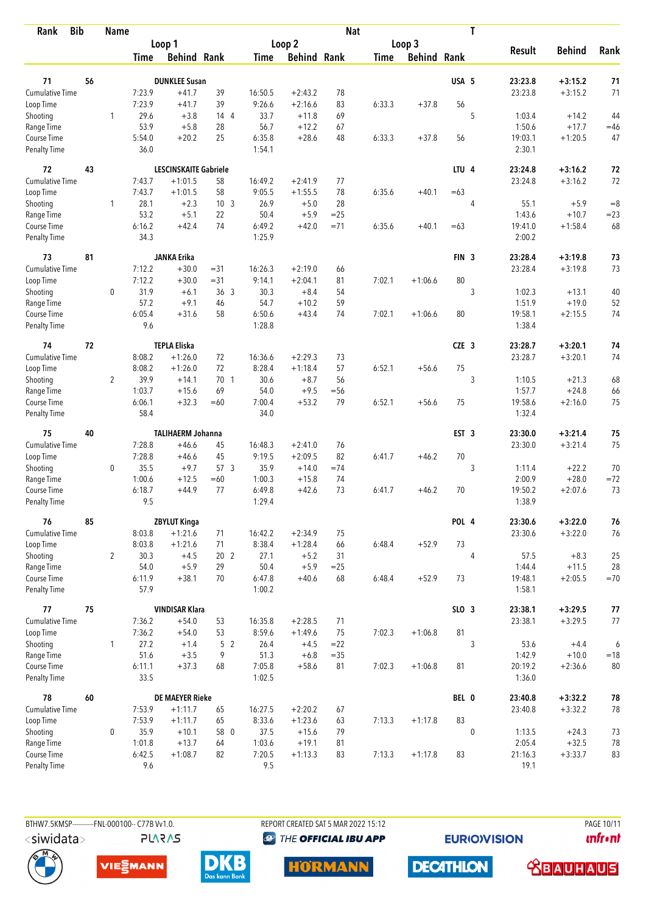| Rank | Bib | Name | | | | | | | Nat | | | T | | | |
|---|---|---|---|---|---|---|---|---|---|---|---|---|---|---|---|
| | | | Loop 1 | | | Loop 2 | | | Loop 3 | | | | | | |
| | | | Time | Behind | Rank | Time | Behind | Rank | Time | Behind | Rank | | Result | Behind | Rank |
| 71 | 56 | DUNKLEE Susan | | | | | | | | | USA | 5 | 23:23.8 | +3:15.2 | 71 |
| Cumulative Time | | | 7:23.9 | +41.7 | 39 | 16:50.5 | +2:43.2 | 78 | | | | | 23:23.8 | +3:15.2 | 71 |
| Loop Time | | | 7:23.9 | +41.7 | 39 | 9:26.6 | +2:16.6 | 83 | 6:33.3 | +37.8 | 56 | | | | |
| Shooting | | 1 | 29.6 | +3.8 | 14 4 | 33.7 | +11.8 | 69 | | | | 5 | 1:03.4 | +14.2 | 44 |
| Range Time | | | 53.9 | +5.8 | 28 | 56.7 | +12.2 | 67 | | | | | 1:50.6 | +17.7 | =46 |
| Course Time | | | 5:54.0 | +20.2 | 25 | 6:35.8 | +28.6 | 48 | 6:33.3 | +37.8 | 56 | | 19:03.1 | +1:20.5 | 47 |
| Penalty Time | | | 36.0 | | | 1:54.1 | | | | | | | 2:30.1 | | |
| 72 | 43 | LESCINSKAITE Gabriele | | | | | | | | | LTU | 4 | 23:24.8 | +3:16.2 | 72 |
| Cumulative Time | | | 7:43.7 | +1:01.5 | 58 | 16:49.2 | +2:41.9 | 77 | | | | | 23:24.8 | +3:16.2 | 72 |
| Loop Time | | | 7:43.7 | +1:01.5 | 58 | 9:05.5 | +1:55.5 | 78 | 6:35.6 | +40.1 | =63 | | | | |
| Shooting | | 1 | 28.1 | +2.3 | 10 3 | 26.9 | +5.0 | 28 | | | | 4 | 55.1 | +5.9 | =8 |
| Range Time | | | 53.2 | +5.1 | 22 | 50.4 | +5.9 | =25 | | | | | 1:43.6 | +10.7 | =23 |
| Course Time | | | 6:16.2 | +42.4 | 74 | 6:49.2 | +42.0 | =71 | 6:35.6 | +40.1 | =63 | | 19:41.0 | +1:58.4 | 68 |
| Penalty Time | | | 34.3 | | | 1:25.9 | | | | | | | 2:00.2 | | |
| 73 | 81 | JANKA Erika | | | | | | | | | FIN | 3 | 23:28.4 | +3:19.8 | 73 |
| Cumulative Time | | | 7:12.2 | +30.0 | =31 | 16:26.3 | +2:19.0 | 66 | | | | | 23:28.4 | +3:19.8 | 73 |
| Loop Time | | | 7:12.2 | +30.0 | =31 | 9:14.1 | +2:04.1 | 81 | 7:02.1 | +1:06.6 | 80 | | | | |
| Shooting | | 0 | 31.9 | +6.1 | 36 3 | 30.3 | +8.4 | 54 | | | | 3 | 1:02.3 | +13.1 | 40 |
| Range Time | | | 57.2 | +9.1 | 46 | 54.7 | +10.2 | 59 | | | | | 1:51.9 | +19.0 | 52 |
| Course Time | | | 6:05.4 | +31.6 | 58 | 6:50.6 | +43.4 | 74 | 7:02.1 | +1:06.6 | 80 | | 19:58.1 | +2:15.5 | 74 |
| Penalty Time | | | 9.6 | | | 1:28.8 | | | | | | | 1:38.4 | | |
| 74 | 72 | TEPLA Eliska | | | | | | | | | CZE | 3 | 23:28.7 | +3:20.1 | 74 |
| Cumulative Time | | | 8:08.2 | +1:26.0 | 72 | 16:36.6 | +2:29.3 | 73 | | | | | 23:28.7 | +3:20.1 | 74 |
| Loop Time | | | 8:08.2 | +1:26.0 | 72 | 8:28.4 | +1:18.4 | 57 | 6:52.1 | +56.6 | 75 | | | | |
| Shooting | | 2 | 39.9 | +14.1 | 70 1 | 30.6 | +8.7 | 56 | | | | 3 | 1:10.5 | +21.3 | 68 |
| Range Time | | | 1:03.7 | +15.6 | 69 | 54.0 | +9.5 | =56 | | | | | 1:57.7 | +24.8 | 66 |
| Course Time | | | 6:06.1 | +32.3 | =60 | 7:00.4 | +53.2 | 79 | 6:52.1 | +56.6 | 75 | | 19:58.6 | +2:16.0 | 75 |
| Penalty Time | | | 58.4 | | | 34.0 | | | | | | | 1:32.4 | | |
| 75 | 40 | TALIHAERM Johanna | | | | | | | | | EST | 3 | 23:30.0 | +3:21.4 | 75 |
| Cumulative Time | | | 7:28.8 | +46.6 | 45 | 16:48.3 | +2:41.0 | 76 | | | | | 23:30.0 | +3:21.4 | 75 |
| Loop Time | | | 7:28.8 | +46.6 | 45 | 9:19.5 | +2:09.5 | 82 | 6:41.7 | +46.2 | 70 | | | | |
| Shooting | | 0 | 35.5 | +9.7 | 57 3 | 35.9 | +14.0 | =74 | | | | 3 | 1:11.4 | +22.2 | 70 |
| Range Time | | | 1:00.6 | +12.5 | =60 | 1:00.3 | +15.8 | 74 | | | | | 2:00.9 | +28.0 | =72 |
| Course Time | | | 6:18.7 | +44.9 | 77 | 6:49.8 | +42.6 | 73 | 6:41.7 | +46.2 | 70 | | 19:50.2 | +2:07.6 | 73 |
| Penalty Time | | | 9.5 | | | 1:29.4 | | | | | | | 1:38.9 | | |
| 76 | 85 | ZBYLUT Kinga | | | | | | | | | POL | 4 | 23:30.6 | +3:22.0 | 76 |
| Cumulative Time | | | 8:03.8 | +1:21.6 | 71 | 16:42.2 | +2:34.9 | 75 | | | | | 23:30.6 | +3:22.0 | 76 |
| Loop Time | | | 8:03.8 | +1:21.6 | 71 | 8:38.4 | +1:28.4 | 66 | 6:48.4 | +52.9 | 73 | | | | |
| Shooting | | 2 | 30.3 | +4.5 | 20 2 | 27.1 | +5.2 | 31 | | | | 4 | 57.5 | +8.3 | 25 |
| Range Time | | | 54.0 | +5.9 | 29 | 50.4 | +5.9 | =25 | | | | | 1:44.4 | +11.5 | 28 |
| Course Time | | | 6:11.9 | +38.1 | 70 | 6:47.8 | +40.6 | 68 | 6:48.4 | +52.9 | 73 | | 19:48.1 | +2:05.5 | =70 |
| Penalty Time | | | 57.9 | | | 1:00.2 | | | | | | | 1:58.1 | | |
| 77 | 75 | VINDISAR Klara | | | | | | | | | SLO | 3 | 23:38.1 | +3:29.5 | 77 |
| Cumulative Time | | | 7:36.2 | +54.0 | 53 | 16:35.8 | +2:28.5 | 71 | | | | | 23:38.1 | +3:29.5 | 77 |
| Loop Time | | | 7:36.2 | +54.0 | 53 | 8:59.6 | +1:49.6 | 75 | 7:02.3 | +1:06.8 | 81 | | | | |
| Shooting | | 1 | 27.2 | +1.4 | 5 2 | 26.4 | +4.5 | =22 | | | | 3 | 53.6 | +4.4 | 6 |
| Range Time | | | 51.6 | +3.5 | 9 | 51.3 | +6.8 | =35 | | | | | 1:42.9 | +10.0 | =18 |
| Course Time | | | 6:11.1 | +37.3 | 68 | 7:05.8 | +58.6 | 81 | 7:02.3 | +1:06.8 | 81 | | 20:19.2 | +2:36.6 | 80 |
| Penalty Time | | | 33.5 | | | 1:02.5 | | | | | | | 1:36.0 | | |
| 78 | 60 | DE MAEYER Rieke | | | | | | | | | BEL | 0 | 23:40.8 | +3:32.2 | 78 |
| Cumulative Time | | | 7:53.9 | +1:11.7 | 65 | 16:27.5 | +2:20.2 | 67 | | | | | 23:40.8 | +3:32.2 | 78 |
| Loop Time | | | 7:53.9 | +1:11.7 | 65 | 8:33.6 | +1:23.6 | 63 | 7:13.3 | +1:17.8 | 83 | | | | |
| Shooting | | 0 | 35.9 | +10.1 | 58 0 | 37.5 | +15.6 | 79 | | | | 0 | 1:13.5 | +24.3 | 73 |
| Range Time | | | 1:01.8 | +13.7 | 64 | 1:03.6 | +19.1 | 81 | | | | | 2:05.4 | +32.5 | 78 |
| Course Time | | | 6:42.5 | +1:08.7 | 82 | 7:20.5 | +1:13.3 | 83 | 7:13.3 | +1:17.8 | 83 | | 21:16.3 | +3:33.7 | 83 |
| Penalty Time | | | 9.6 | | | 9.5 | | | | | | | 19.1 | | |

BTHW7.5KMSP----------FNL-000100-- C77B Vv1.0. REPORT CREATED SAT 5 MAR 2022 15:12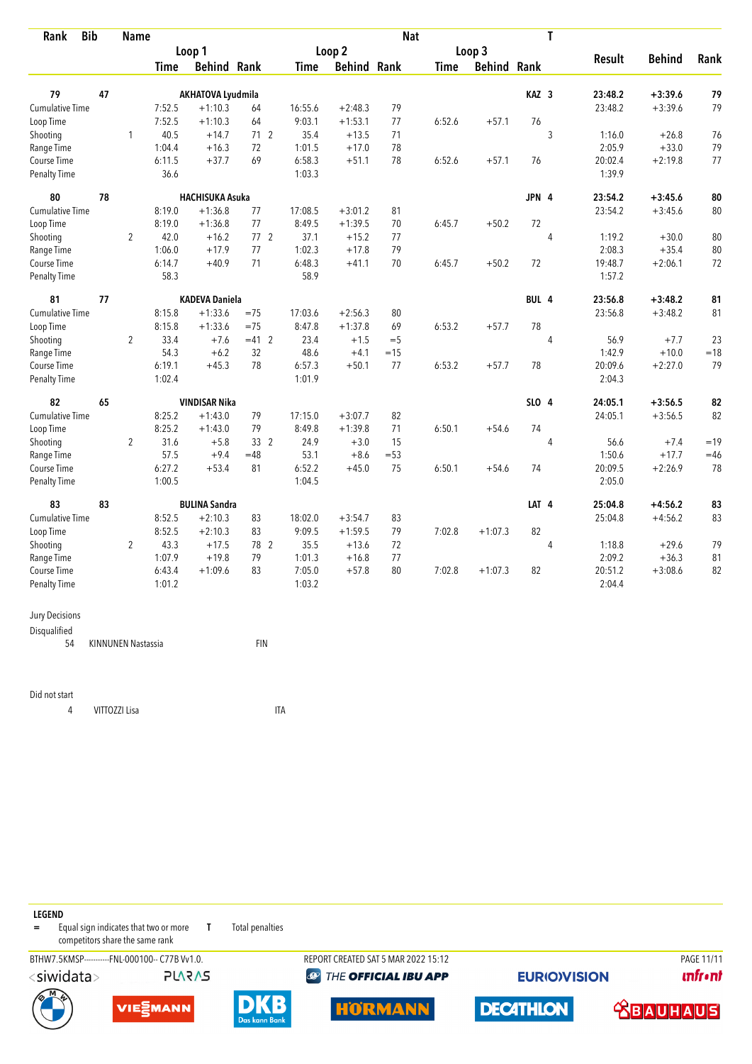| Rank | Bib | Name | | Loop 1 Time | Loop 1 Behind | Loop 1 Rank | Loop 2 Time | Loop 2 Behind | Loop 2 Rank | Loop 3 Time | Loop 3 Behind | Loop 3 Rank | Nat | T | Result | Behind | Rank |
|---|---|---|---|---|---|---|---|---|---|---|---|---|---|---|---|---|---|
| 79 | 47 | AKHATOVA Lyudmila | | | | | | | | | | | KAZ | 3 | 23:48.2 | +3:39.6 | 79 |
| | | Cumulative Time | | 7:52.5 | +1:10.3 | 64 | 16:55.6 | +2:48.3 | 79 | | | | | | 23:48.2 | +3:39.6 | 79 |
| | | Loop Time | | 7:52.5 | +1:10.3 | 64 | 9:03.1 | +1:53.1 | 77 | 6:52.6 | +57.1 | 76 | | | | | |
| | | Shooting | 1 | 40.5 | +14.7 | 71 2 | 35.4 | +13.5 | 71 | | | | | 3 | 1:16.0 | +26.8 | 76 |
| | | Range Time | | 1:04.4 | +16.3 | 72 | 1:01.5 | +17.0 | 78 | | | | | | 2:05.9 | +33.0 | 79 |
| | | Course Time | | 6:11.5 | +37.7 | 69 | 6:58.3 | +51.1 | 78 | 6:52.6 | +57.1 | 76 | | | 20:02.4 | +2:19.8 | 77 |
| | | Penalty Time | | 36.6 | | | 1:03.3 | | | | | | | | 1:39.9 | | |
| 80 | 78 | HACHISUKA Asuka | | | | | | | | | | | JPN | 4 | 23:54.2 | +3:45.6 | 80 |
| | | Cumulative Time | | 8:19.0 | +1:36.8 | 77 | 17:08.5 | +3:01.2 | 81 | | | | | | 23:54.2 | +3:45.6 | 80 |
| | | Loop Time | | 8:19.0 | +1:36.8 | 77 | 8:49.5 | +1:39.5 | 70 | 6:45.7 | +50.2 | 72 | | | | | |
| | | Shooting | 2 | 42.0 | +16.2 | 77 2 | 37.1 | +15.2 | 77 | | | | | 4 | 1:19.2 | +30.0 | 80 |
| | | Range Time | | 1:06.0 | +17.9 | 77 | 1:02.3 | +17.8 | 79 | | | | | | 2:08.3 | +35.4 | 80 |
| | | Course Time | | 6:14.7 | +40.9 | 71 | 6:48.3 | +41.1 | 70 | 6:45.7 | +50.2 | 72 | | | 19:48.7 | +2:06.1 | 72 |
| | | Penalty Time | | 58.3 | | | 58.9 | | | | | | | | 1:57.2 | | |
| 81 | 77 | KADEVA Daniela | | | | | | | | | | | BUL | 4 | 23:56.8 | +3:48.2 | 81 |
| | | Cumulative Time | | 8:15.8 | +1:33.6 | =75 | 17:03.6 | +2:56.3 | 80 | | | | | | 23:56.8 | +3:48.2 | 81 |
| | | Loop Time | | 8:15.8 | +1:33.6 | =75 | 8:47.8 | +1:37.8 | 69 | 6:53.2 | +57.7 | 78 | | | | | |
| | | Shooting | 2 | 33.4 | +7.6 | =41 2 | 23.4 | +1.5 | =5 | | | | | 4 | 56.9 | +7.7 | 23 |
| | | Range Time | | 54.3 | +6.2 | 32 | 48.6 | +4.1 | =15 | | | | | | 1:42.9 | +10.0 | =18 |
| | | Course Time | | 6:19.1 | +45.3 | 78 | 6:57.3 | +50.1 | 77 | 6:53.2 | +57.7 | 78 | | | 20:09.6 | +2:27.0 | 79 |
| | | Penalty Time | | 1:02.4 | | | 1:01.9 | | | | | | | | 2:04.3 | | |
| 82 | 65 | VINDISAR Nika | | | | | | | | | | | SLO | 4 | 24:05.1 | +3:56.5 | 82 |
| | | Cumulative Time | | 8:25.2 | +1:43.0 | 79 | 17:15.0 | +3:07.7 | 82 | | | | | | 24:05.1 | +3:56.5 | 82 |
| | | Loop Time | | 8:25.2 | +1:43.0 | 79 | 8:49.8 | +1:39.8 | 71 | 6:50.1 | +54.6 | 74 | | | | | |
| | | Shooting | 2 | 31.6 | +5.8 | 33 2 | 24.9 | +3.0 | 15 | | | | | 4 | 56.6 | +7.4 | =19 |
| | | Range Time | | 57.5 | +9.4 | =48 | 53.1 | +8.6 | =53 | | | | | | 1:50.6 | +17.7 | =46 |
| | | Course Time | | 6:27.2 | +53.4 | 81 | 6:52.2 | +45.0 | 75 | 6:50.1 | +54.6 | 74 | | | 20:09.5 | +2:26.9 | 78 |
| | | Penalty Time | | 1:00.5 | | | 1:04.5 | | | | | | | | 2:05.0 | | |
| 83 | 83 | BULINA Sandra | | | | | | | | | | | LAT | 4 | 25:04.8 | +4:56.2 | 83 |
| | | Cumulative Time | | 8:52.5 | +2:10.3 | 83 | 18:02.0 | +3:54.7 | 83 | | | | | | 25:04.8 | +4:56.2 | 83 |
| | | Loop Time | | 8:52.5 | +2:10.3 | 83 | 9:09.5 | +1:59.5 | 79 | 7:02.8 | +1:07.3 | 82 | | | | | |
| | | Shooting | 2 | 43.3 | +17.5 | 78 2 | 35.5 | +13.6 | 72 | | | | | 4 | 1:18.8 | +29.6 | 79 |
| | | Range Time | | 1:07.9 | +19.8 | 79 | 1:01.3 | +16.8 | 77 | | | | | | 2:09.2 | +36.3 | 81 |
| | | Course Time | | 6:43.4 | +1:09.6 | 83 | 7:05.0 | +57.8 | 80 | 7:02.8 | +1:07.3 | 82 | | | 20:51.2 | +3:08.6 | 82 |
| | | Penalty Time | | 1:01.2 | | | 1:03.2 | | | | | | | | 2:04.4 | | |

Jury Decisions

Disqualified

54 KINNUNEN Nastassia FIN

Did not start

4 VITTOZZI Lisa ITA

LEGEND

= Equal sign indicates that two or more competitors share the same rank

T Total penalties

BTHW7.5KMSP----------FNL-000100-- C77B Vv1.0. REPORT CREATED SAT 5 MAR 2022 15:12